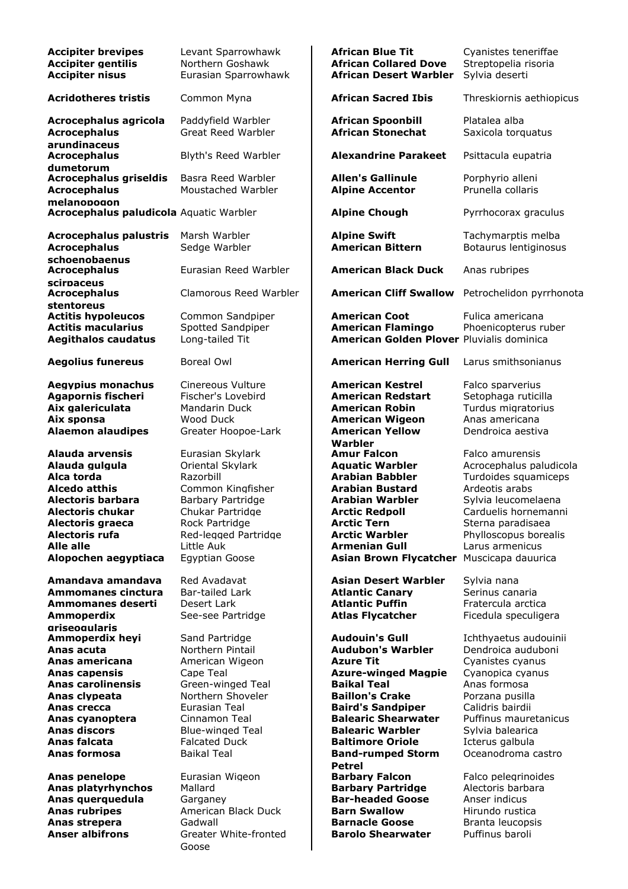| | |
|---|---|
| **Accipiter brevipes** | Levant Sparrowhawk |
| **Accipiter gentilis** | Northern Goshawk |
| **Accipiter nisus** | Eurasian Sparrowhawk |
| **Acridotheres tristis** | Common Myna |
| **Acrocephalus agricola** | Paddyfield Warbler |
| **Acrocephalus arundinaceus** | Great Reed Warbler |
| **Acrocephalus dumetorum** | Blyth's Reed Warbler |
| **Acrocephalus griseldis** | Basra Reed Warbler |
| **Acrocephalus melanopogon** | Moustached Warbler |
| **Acrocephalus paludicola** | Aquatic Warbler |
| **Acrocephalus palustris** | Marsh Warbler |
| **Acrocephalus schoenobaenus** | Sedge Warbler |
| **Acrocephalus scirpaceus** | Eurasian Reed Warbler |
| **Acrocephalus stentoreus** | Clamorous Reed Warbler |
| **Actitis hypoleucos** | Common Sandpiper |
| **Actitis macularius** | Spotted Sandpiper |
| **Aegithalos caudatus** | Long-tailed Tit |
| **Aegolius funereus** | Boreal Owl |
| **Aegypius monachus** | Cinereous Vulture |
| **Agapornis fischeri** | Fischer's Lovebird |
| **Aix galericulata** | Mandarin Duck |
| **Aix sponsa** | Wood Duck |
| **Alaemon alaudipes** | Greater Hoopoe-Lark |
| **Alauda arvensis** | Eurasian Skylark |
| **Alauda gulgula** | Oriental Skylark |
| **Alca torda** | Razorbill |
| **Alcedo atthis** | Common Kingfisher |
| **Alectoris barbara** | Barbary Partridge |
| **Alectoris chukar** | Chukar Partridge |
| **Alectoris graeca** | Rock Partridge |
| **Alectoris rufa** | Red-legged Partridge |
| **Alle alle** | Little Auk |
| **Alopochen aegyptiaca** | Egyptian Goose |
| **Amandava amandava** | Red Avadavat |
| **Ammomanes cinctura** | Bar-tailed Lark |
| **Ammomanes deserti** | Desert Lark |
| **Ammoperdix griseogularis** | See-see Partridge |
| **Ammoperdix heyi** | Sand Partridge |
| **Anas acuta** | Northern Pintail |
| **Anas americana** | American Wigeon |
| **Anas capensis** | Cape Teal |
| **Anas carolinensis** | Green-winged Teal |
| **Anas clypeata** | Northern Shoveler |
| **Anas crecca** | Eurasian Teal |
| **Anas cyanoptera** | Cinnamon Teal |
| **Anas discors** | Blue-winged Teal |
| **Anas falcata** | Falcated Duck |
| **Anas formosa** | Baikal Teal |
| **Anas penelope** | Eurasian Wigeon |
| **Anas platyrhynchos** | Mallard |
| **Anas querquedula** | Garganey |
| **Anas rubripes** | American Black Duck |
| **Anas strepera** | Gadwall |
| **Anser albifrons** | Greater White-fronted Goose |

| | |
|---|---|
| **African Blue Tit** | Cyanistes teneriffae |
| **African Collared Dove** | Streptopelia risoria |
| **African Desert Warbler** | Sylvia deserti |
| **African Sacred Ibis** | Threskiornis aethiopicus |
| **African Spoonbill** | Platalea alba |
| **African Stonechat** | Saxicola torquatus |
| **Alexandrine Parakeet** | Psittacula eupatria |
| **Allen's Gallinule** | Porphyrio alleni |
| **Alpine Accentor** | Prunella collaris |
| **Alpine Chough** | Pyrrhocorax graculus |
| **Alpine Swift** | Tachymarptis melba |
| **American Bittern** | Botaurus lentiginosus |
| **American Black Duck** | Anas rubripes |
| **American Cliff Swallow** | Petrochelidon pyrrhonota |
| **American Coot** | Fulica americana |
| **American Flamingo** | Phoenicopterus ruber |
| **American Golden Plover** | Pluvialis dominica |
| **American Herring Gull** | Larus smithsonianus |
| **American Kestrel** | Falco sparverius |
| **American Redstart** | Setophaga ruticilla |
| **American Robin** | Turdus migratorius |
| **American Wigeon** | Anas americana |
| **American Yellow Warbler** | Dendroica aestiva |
| **Amur Falcon** | Falco amurensis |
| **Aquatic Warbler** | Acrocephalus paludicola |
| **Arabian Babbler** | Turdoides squamiceps |
| **Arabian Bustard** | Ardeotis arabs |
| **Arabian Warbler** | Sylvia leucomelaena |
| **Arctic Redpoll** | Carduelis hornemanni |
| **Arctic Tern** | Sterna paradisaea |
| **Arctic Warbler** | Phylloscopus borealis |
| **Armenian Gull** | Larus armenicus |
| **Asian Brown Flycatcher** | Muscicapa dauurica |
| **Asian Desert Warbler** | Sylvia nana |
| **Atlantic Canary** | Serinus canaria |
| **Atlantic Puffin** | Fratercula arctica |
| **Atlas Flycatcher** | Ficedula speculigera |
| **Audouin's Gull** | Ichthyaetus audouinii |
| **Audubon's Warbler** | Dendroica auduboni |
| **Azure Tit** | Cyanistes cyanus |
| **Azure-winged Magpie** | Cyanopica cyanus |
| **Baikal Teal** | Anas formosa |
| **Baillon's Crake** | Porzana pusilla |
| **Baird's Sandpiper** | Calidris bairdii |
| **Balearic Shearwater** | Puffinus mauretanicus |
| **Balearic Warbler** | Sylvia balearica |
| **Baltimore Oriole** | Icterus galbula |
| **Band-rumped Storm Petrel** | Oceanodroma castro |
| **Barbary Falcon** | Falco pelegrinoides |
| **Barbary Partridge** | Alectoris barbara |
| **Bar-headed Goose** | Anser indicus |
| **Barn Swallow** | Hirundo rustica |
| **Barnacle Goose** | Branta leucopsis |
| **Barolo Shearwater** | Puffinus baroli |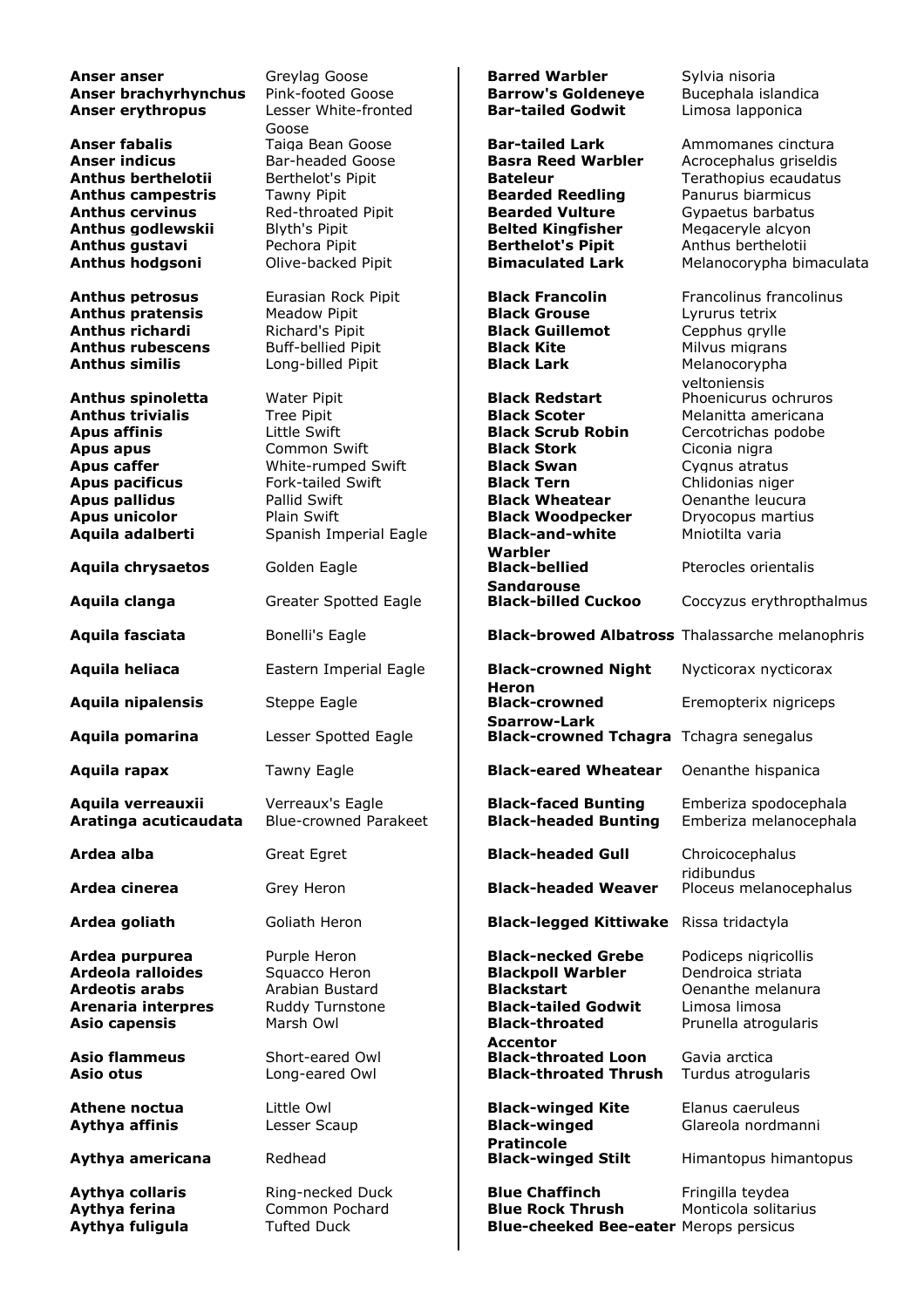| Scientific name | Common name |
| --- | --- |
| **Anser anser** | Greylag Goose |
| **Anser brachyrhynchus** | Pink-footed Goose |
| **Anser erythropus** | Lesser White-fronted Goose |
| **Anser fabalis** | Taiga Bean Goose |
| **Anser indicus** | Bar-headed Goose |
| **Anthus berthelotii** | Berthelot's Pipit |
| **Anthus campestris** | Tawny Pipit |
| **Anthus cervinus** | Red-throated Pipit |
| **Anthus godlewskii** | Blyth's Pipit |
| **Anthus gustavi** | Pechora Pipit |
| **Anthus hodgsoni** | Olive-backed Pipit |
| **Anthus petrosus** | Eurasian Rock Pipit |
| **Anthus pratensis** | Meadow Pipit |
| **Anthus richardi** | Richard's Pipit |
| **Anthus rubescens** | Buff-bellied Pipit |
| **Anthus similis** | Long-billed Pipit |
| **Anthus spinoletta** | Water Pipit |
| **Anthus trivialis** | Tree Pipit |
| **Apus affinis** | Little Swift |
| **Apus apus** | Common Swift |
| **Apus caffer** | White-rumped Swift |
| **Apus pacificus** | Fork-tailed Swift |
| **Apus pallidus** | Pallid Swift |
| **Apus unicolor** | Plain Swift |
| **Aquila adalberti** | Spanish Imperial Eagle |
| **Aquila chrysaetos** | Golden Eagle |
| **Aquila clanga** | Greater Spotted Eagle |
| **Aquila fasciata** | Bonelli's Eagle |
| **Aquila heliaca** | Eastern Imperial Eagle |
| **Aquila nipalensis** | Steppe Eagle |
| **Aquila pomarina** | Lesser Spotted Eagle |
| **Aquila rapax** | Tawny Eagle |
| **Aquila verreauxii** | Verreaux's Eagle |
| **Aratinga acuticaudata** | Blue-crowned Parakeet |
| **Ardea alba** | Great Egret |
| **Ardea cinerea** | Grey Heron |
| **Ardea goliath** | Goliath Heron |
| **Ardea purpurea** | Purple Heron |
| **Ardeola ralloides** | Squacco Heron |
| **Ardeotis arabs** | Arabian Bustard |
| **Arenaria interpres** | Ruddy Turnstone |
| **Asio capensis** | Marsh Owl |
| **Asio flammeus** | Short-eared Owl |
| **Asio otus** | Long-eared Owl |
| **Athene noctua** | Little Owl |
| **Aythya affinis** | Lesser Scaup |
| **Aythya americana** | Redhead |
| **Aythya collaris** | Ring-necked Duck |
| **Aythya ferina** | Common Pochard |
| **Aythya fuligula** | Tufted Duck |

| Common name | Scientific name |
| --- | --- |
| **Barred Warbler** | Sylvia nisoria |
| **Barrow's Goldeneye** | Bucephala islandica |
| **Bar-tailed Godwit** | Limosa lapponica |
| **Bar-tailed Lark** | Ammomanes cinctura |
| **Basra Reed Warbler** | Acrocephalus griseldis |
| **Bateleur** | Terathopius ecaudatus |
| **Bearded Reedling** | Panurus biarmicus |
| **Bearded Vulture** | Gypaetus barbatus |
| **Belted Kingfisher** | Megaceryle alcyon |
| **Berthelot's Pipit** | Anthus berthelotii |
| **Bimaculated Lark** | Melanocorypha bimaculata |
| **Black Francolin** | Francolinus francolinus |
| **Black Grouse** | Lyrurus tetrix |
| **Black Guillemot** | Cepphus grylle |
| **Black Kite** | Milvus migrans |
| **Black Lark** | Melanocorypha veltoniensis |
| **Black Redstart** | Phoenicurus ochruros |
| **Black Scoter** | Melanitta americana |
| **Black Scrub Robin** | Cercotrichas podobe |
| **Black Stork** | Ciconia nigra |
| **Black Swan** | Cygnus atratus |
| **Black Tern** | Chlidonias niger |
| **Black Wheatear** | Oenanthe leucura |
| **Black Woodpecker** | Dryocopus martius |
| **Black-and-white Warbler** | Mniotilta varia |
| **Black-bellied Sandgrouse** | Pterocles orientalis |
| **Black-billed Cuckoo** | Coccyzus erythropthalmus |
| **Black-browed Albatross** | Thalassarche melanophris |
| **Black-crowned Night Heron** | Nycticorax nycticorax |
| **Black-crowned Sparrow-Lark** | Eremopterix nigriceps |
| **Black-crowned Tchagra** | Tchagra senegalus |
| **Black-eared Wheatear** | Oenanthe hispanica |
| **Black-faced Bunting** | Emberiza spodocephala |
| **Black-headed Bunting** | Emberiza melanocephala |
| **Black-headed Gull** | Chroicocephalus ridibundus |
| **Black-headed Weaver** | Ploceus melanocephalus |
| **Black-legged Kittiwake** | Rissa tridactyla |
| **Black-necked Grebe** | Podiceps nigricollis |
| **Blackpoll Warbler** | Dendroica striata |
| **Blackstart** | Oenanthe melanura |
| **Black-tailed Godwit** | Limosa limosa |
| **Black-throated Accentor** | Prunella atrogularis |
| **Black-throated Loon** | Gavia arctica |
| **Black-throated Thrush** | Turdus atrogularis |
| **Black-winged Kite** | Elanus caeruleus |
| **Black-winged Pratincole** | Glareola nordmanni |
| **Black-winged Stilt** | Himantopus himantopus |
| **Blue Chaffinch** | Fringilla teydea |
| **Blue Rock Thrush** | Monticola solitarius |
| **Blue-cheeked Bee-eater** | Merops persicus |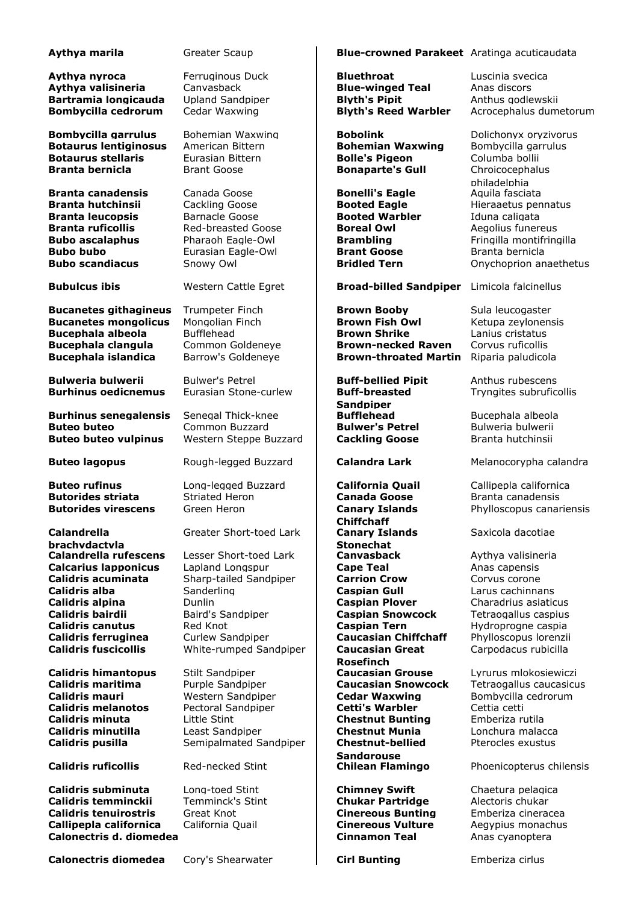| Scientific name | Common name |
| --- | --- |
| **Aythya marila** | Greater Scaup |
| **Aythya nyroca** | Ferruginous Duck |
| **Aythya valisineria** | Canvasback |
| **Bartramia longicauda** | Upland Sandpiper |
| **Bombycilla cedrorum** | Cedar Waxwing |
| **Bombycilla garrulus** | Bohemian Waxwing |
| **Botaurus lentiginosus** | American Bittern |
| **Botaurus stellaris** | Eurasian Bittern |
| **Branta bernicla** | Brant Goose |
| **Branta canadensis** | Canada Goose |
| **Branta hutchinsii** | Cackling Goose |
| **Branta leucopsis** | Barnacle Goose |
| **Branta ruficollis** | Red-breasted Goose |
| **Bubo ascalaphus** | Pharaoh Eagle-Owl |
| **Bubo bubo** | Eurasian Eagle-Owl |
| **Bubo scandiacus** | Snowy Owl |
| **Bubulcus ibis** | Western Cattle Egret |
| **Bucanetes githagineus** | Trumpeter Finch |
| **Bucanetes mongolicus** | Mongolian Finch |
| **Bucephala albeola** | Bufflehead |
| **Bucephala clangula** | Common Goldeneye |
| **Bucephala islandica** | Barrow's Goldeneye |
| **Bulweria bulwerii** | Bulwer's Petrel |
| **Burhinus oedicnemus** | Eurasian Stone-curlew |
| **Burhinus senegalensis** | Senegal Thick-knee |
| **Buteo buteo** | Common Buzzard |
| **Buteo buteo vulpinus** | Western Steppe Buzzard |
| **Buteo lagopus** | Rough-legged Buzzard |
| **Buteo rufinus** | Long-legged Buzzard |
| **Butorides striata** | Striated Heron |
| **Butorides virescens** | Green Heron |
| **Calandrella brachydactyla** | Greater Short-toed Lark |
| **Calandrella rufescens** | Lesser Short-toed Lark |
| **Calcarius lapponicus** | Lapland Longspur |
| **Calidris acuminata** | Sharp-tailed Sandpiper |
| **Calidris alba** | Sanderling |
| **Calidris alpina** | Dunlin |
| **Calidris bairdii** | Baird's Sandpiper |
| **Calidris canutus** | Red Knot |
| **Calidris ferruginea** | Curlew Sandpiper |
| **Calidris fuscicollis** | White-rumped Sandpiper |
| **Calidris himantopus** | Stilt Sandpiper |
| **Calidris maritima** | Purple Sandpiper |
| **Calidris mauri** | Western Sandpiper |
| **Calidris melanotos** | Pectoral Sandpiper |
| **Calidris minuta** | Little Stint |
| **Calidris minutilla** | Least Sandpiper |
| **Calidris pusilla** | Semipalmated Sandpiper |
| **Calidris ruficollis** | Red-necked Stint |
| **Calidris subminuta** | Long-toed Stint |
| **Calidris temminckii** | Temminck's Stint |
| **Calidris tenuirostris** | Great Knot |
| **Callipepla californica** | California Quail |
| **Calonectris d. diomedea** | |
| **Calonectris diomedea** | Cory's Shearwater |

| Common name | Scientific name |
| --- | --- |
| **Blue-crowned Parakeet** | Aratinga acuticaudata |
| **Bluethroat** | Luscinia svecica |
| **Blue-winged Teal** | Anas discors |
| **Blyth's Pipit** | Anthus godlewskii |
| **Blyth's Reed Warbler** | Acrocephalus dumetorum |
| **Bobolink** | Dolichonyx oryzivorus |
| **Bohemian Waxwing** | Bombycilla garrulus |
| **Bolle's Pigeon** | Columba bollii |
| **Bonaparte's Gull** | Chroicocephalus philadelphia |
| **Bonelli's Eagle** | Aquila fasciata |
| **Booted Eagle** | Hieraaetus pennatus |
| **Booted Warbler** | Iduna caligata |
| **Boreal Owl** | Aegolius funereus |
| **Brambling** | Fringilla montifringilla |
| **Brant Goose** | Branta bernicla |
| **Bridled Tern** | Onychoprion anaethetus |
| **Broad-billed Sandpiper** | Limicola falcinellus |
| **Brown Booby** | Sula leucogaster |
| **Brown Fish Owl** | Ketupa zeylonensis |
| **Brown Shrike** | Lanius cristatus |
| **Brown-necked Raven** | Corvus ruficollis |
| **Brown-throated Martin** | Riparia paludicola |
| **Buff-bellied Pipit** | Anthus rubescens |
| **Buff-breasted Sandpiper** | Tryngites subruficollis |
| **Bufflehead** | Bucephala albeola |
| **Bulwer's Petrel** | Bulweria bulwerii |
| **Cackling Goose** | Branta hutchinsii |
| **Calandra Lark** | Melanocorypha calandra |
| **California Quail** | Callipepla californica |
| **Canada Goose** | Branta canadensis |
| **Canary Islands Chiffchaff** | Phylloscopus canariensis |
| **Canary Islands Stonechat** | Saxicola dacotiae |
| **Canvasback** | Aythya valisineria |
| **Cape Teal** | Anas capensis |
| **Carrion Crow** | Corvus corone |
| **Caspian Gull** | Larus cachinnans |
| **Caspian Plover** | Charadrius asiaticus |
| **Caspian Snowcock** | Tetraogallus caspius |
| **Caspian Tern** | Hydroprogne caspia |
| **Caucasian Chiffchaff** | Phylloscopus lorenzii |
| **Caucasian Great Rosefinch** | Carpodacus rubicilla |
| **Caucasian Grouse** | Lyrurus mlokosiewiczi |
| **Caucasian Snowcock** | Tetraogallus caucasicus |
| **Cedar Waxwing** | Bombycilla cedrorum |
| **Cetti's Warbler** | Cettia cetti |
| **Chestnut Bunting** | Emberiza rutila |
| **Chestnut Munia** | Lonchura malacca |
| **Chestnut-bellied Sandgrouse** | Pterocles exustus |
| **Chilean Flamingo** | Phoenicopterus chilensis |
| **Chimney Swift** | Chaetura pelagica |
| **Chukar Partridge** | Alectoris chukar |
| **Cinereous Bunting** | Emberiza cineracea |
| **Cinereous Vulture** | Aegypius monachus |
| **Cinnamon Teal** | Anas cyanoptera |
| **Cirl Bunting** | Emberiza cirlus |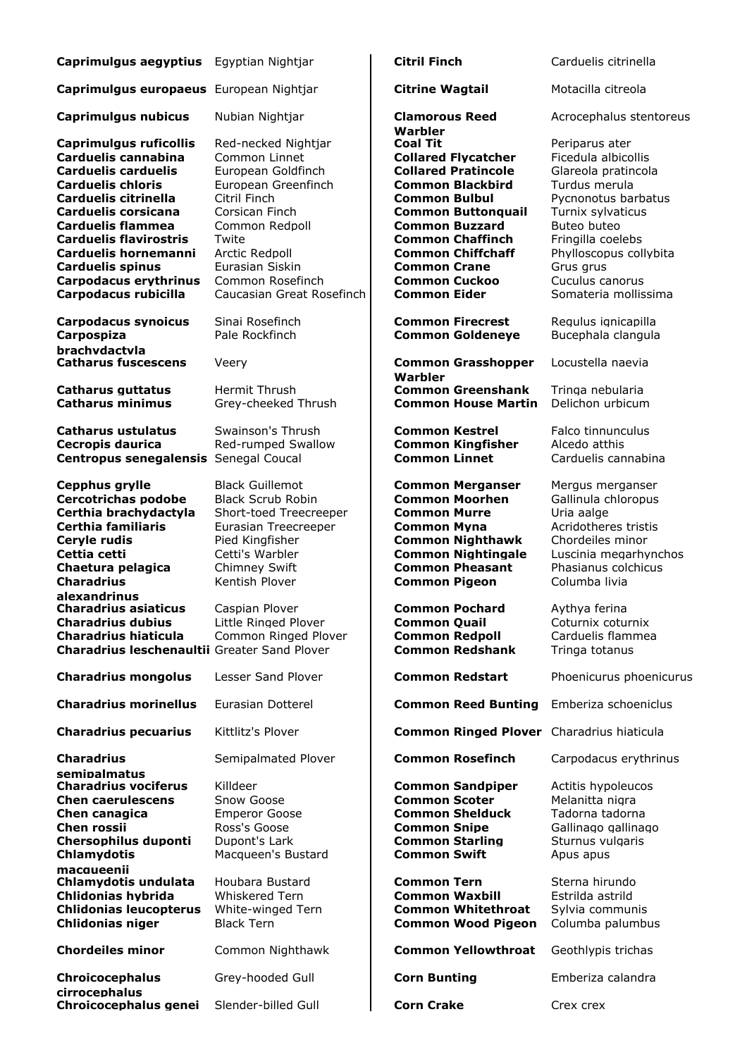| | |
|---|---|
| **Caprimulgus aegyptius** | Egyptian Nightjar |
| **Caprimulgus europaeus** | European Nightjar |
| **Caprimulgus nubicus** | Nubian Nightjar |
| **Caprimulgus ruficollis** | Red-necked Nightjar |
| **Carduelis cannabina** | Common Linnet |
| **Carduelis carduelis** | European Goldfinch |
| **Carduelis chloris** | European Greenfinch |
| **Carduelis citrinella** | Citril Finch |
| **Carduelis corsicana** | Corsican Finch |
| **Carduelis flammea** | Common Redpoll |
| **Carduelis flavirostris** | Twite |
| **Carduelis hornemanni** | Arctic Redpoll |
| **Carduelis spinus** | Eurasian Siskin |
| **Carpodacus erythrinus** | Common Rosefinch |
| **Carpodacus rubicilla** | Caucasian Great Rosefinch |
| **Carpodacus synoicus** | Sinai Rosefinch |
| **Carpospiza brachydactyla** | Pale Rockfinch |
| **Catharus fuscescens** | Veery |
| **Catharus guttatus** | Hermit Thrush |
| **Catharus minimus** | Grey-cheeked Thrush |
| **Catharus ustulatus** | Swainson's Thrush |
| **Cecropis daurica** | Red-rumped Swallow |
| **Centropus senegalensis** | Senegal Coucal |
| **Cepphus grylle** | Black Guillemot |
| **Cercotrichas podobe** | Black Scrub Robin |
| **Certhia brachydactyla** | Short-toed Treecreeper |
| **Certhia familiaris** | Eurasian Treecreeper |
| **Ceryle rudis** | Pied Kingfisher |
| **Cettia cetti** | Cetti's Warbler |
| **Chaetura pelagica** | Chimney Swift |
| **Charadrius alexandrinus** | Kentish Plover |
| **Charadrius asiaticus** | Caspian Plover |
| **Charadrius dubius** | Little Ringed Plover |
| **Charadrius hiaticula** | Common Ringed Plover |
| **Charadrius leschenaultii** | Greater Sand Plover |
| **Charadrius mongolus** | Lesser Sand Plover |
| **Charadrius morinellus** | Eurasian Dotterel |
| **Charadrius pecuarius** | Kittlitz's Plover |
| **Charadrius semipalmatus** | Semipalmated Plover |
| **Charadrius vociferus** | Killdeer |
| **Chen caerulescens** | Snow Goose |
| **Chen canagica** | Emperor Goose |
| **Chen rossii** | Ross's Goose |
| **Chersophilus duponti** | Dupont's Lark |
| **Chlamydotis macqueenii** | Macqueen's Bustard |
| **Chlamydotis undulata** | Houbara Bustard |
| **Chlidonias hybrida** | Whiskered Tern |
| **Chlidonias leucopterus** | White-winged Tern |
| **Chlidonias niger** | Black Tern |
| **Chordeiles minor** | Common Nighthawk |
| **Chroicocephalus cirrocephalus** | Grey-hooded Gull |
| **Chroicocephalus genei** | Slender-billed Gull |

| | |
|---|---|
| **Citril Finch** | Carduelis citrinella |
| **Citrine Wagtail** | Motacilla citreola |
| **Clamorous Reed Warbler** | Acrocephalus stentoreus |
| **Coal Tit** | Periparus ater |
| **Collared Flycatcher** | Ficedula albicollis |
| **Collared Pratincole** | Glareola pratincola |
| **Common Blackbird** | Turdus merula |
| **Common Bulbul** | Pycnonotus barbatus |
| **Common Buttonquail** | Turnix sylvaticus |
| **Common Buzzard** | Buteo buteo |
| **Common Chaffinch** | Fringilla coelebs |
| **Common Chiffchaff** | Phylloscopus collybita |
| **Common Crane** | Grus grus |
| **Common Cuckoo** | Cuculus canorus |
| **Common Eider** | Somateria mollissima |
| **Common Firecrest** | Regulus ignicapilla |
| **Common Goldeneye** | Bucephala clangula |
| **Common Grasshopper Warbler** | Locustella naevia |
| **Common Greenshank** | Tringa nebularia |
| **Common House Martin** | Delichon urbicum |
| **Common Kestrel** | Falco tinnunculus |
| **Common Kingfisher** | Alcedo atthis |
| **Common Linnet** | Carduelis cannabina |
| **Common Merganser** | Mergus merganser |
| **Common Moorhen** | Gallinula chloropus |
| **Common Murre** | Uria aalge |
| **Common Myna** | Acridotheres tristis |
| **Common Nighthawk** | Chordeiles minor |
| **Common Nightingale** | Luscinia megarhynchos |
| **Common Pheasant** | Phasianus colchicus |
| **Common Pigeon** | Columba livia |
| **Common Pochard** | Aythya ferina |
| **Common Quail** | Coturnix coturnix |
| **Common Redpoll** | Carduelis flammea |
| **Common Redshank** | Tringa totanus |
| **Common Redstart** | Phoenicurus phoenicurus |
| **Common Reed Bunting** | Emberiza schoeniclus |
| **Common Ringed Plover** | Charadrius hiaticula |
| **Common Rosefinch** | Carpodacus erythrinus |
| **Common Sandpiper** | Actitis hypoleucos |
| **Common Scoter** | Melanitta nigra |
| **Common Shelduck** | Tadorna tadorna |
| **Common Snipe** | Gallinago gallinago |
| **Common Starling** | Sturnus vulgaris |
| **Common Swift** | Apus apus |
| **Common Tern** | Sterna hirundo |
| **Common Waxbill** | Estrilda astrild |
| **Common Whitethroat** | Sylvia communis |
| **Common Wood Pigeon** | Columba palumbus |
| **Common Yellowthroat** | Geothlypis trichas |
| **Corn Bunting** | Emberiza calandra |
| **Corn Crake** | Crex crex |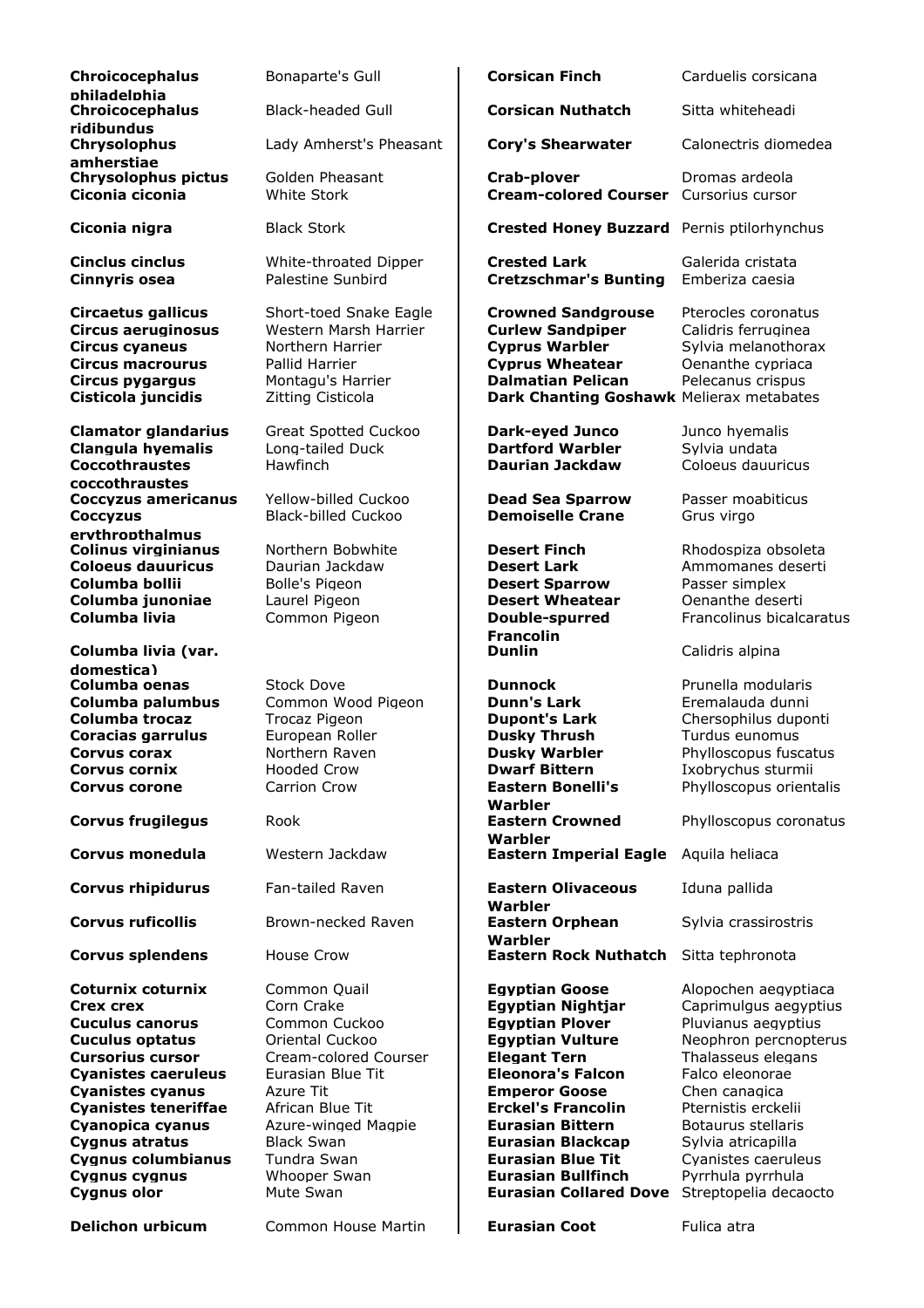| Scientific name | Common name |
| --- | --- |
| **Chroicocephalus philadelphia** | Bonaparte's Gull |
| **Chroicocephalus ridibundus** | Black-headed Gull |
| **Chrysolophus amherstiae** | Lady Amherst's Pheasant |
| **Chrysolophus pictus** | Golden Pheasant |
| **Ciconia ciconia** | White Stork |
| **Ciconia nigra** | Black Stork |
| **Cinclus cinclus** | White-throated Dipper |
| **Cinnyris osea** | Palestine Sunbird |
| **Circaetus gallicus** | Short-toed Snake Eagle |
| **Circus aeruginosus** | Western Marsh Harrier |
| **Circus cyaneus** | Northern Harrier |
| **Circus macrourus** | Pallid Harrier |
| **Circus pygargus** | Montagu's Harrier |
| **Cisticola juncidis** | Zitting Cisticola |
| **Clamator glandarius** | Great Spotted Cuckoo |
| **Clangula hyemalis** | Long-tailed Duck |
| **Coccothraustes coccothraustes** | Hawfinch |
| **Coccyzus americanus** | Yellow-billed Cuckoo |
| **Coccyzus erythropthalmus** | Black-billed Cuckoo |
| **Colinus virginianus** | Northern Bobwhite |
| **Coloeus dauuricus** | Daurian Jackdaw |
| **Columba bollii** | Bolle's Pigeon |
| **Columba junoniae** | Laurel Pigeon |
| **Columba livia** | Common Pigeon |
| **Columba livia (var. domestica)** | |
| **Columba oenas** | Stock Dove |
| **Columba palumbus** | Common Wood Pigeon |
| **Columba trocaz** | Trocaz Pigeon |
| **Coracias garrulus** | European Roller |
| **Corvus corax** | Northern Raven |
| **Corvus cornix** | Hooded Crow |
| **Corvus corone** | Carrion Crow |
| **Corvus frugilegus** | Rook |
| **Corvus monedula** | Western Jackdaw |
| **Corvus rhipidurus** | Fan-tailed Raven |
| **Corvus ruficollis** | Brown-necked Raven |
| **Corvus splendens** | House Crow |
| **Coturnix coturnix** | Common Quail |
| **Crex crex** | Corn Crake |
| **Cuculus canorus** | Common Cuckoo |
| **Cuculus optatus** | Oriental Cuckoo |
| **Cursorius cursor** | Cream-colored Courser |
| **Cyanistes caeruleus** | Eurasian Blue Tit |
| **Cyanistes cyanus** | Azure Tit |
| **Cyanistes teneriffae** | African Blue Tit |
| **Cyanopica cyanus** | Azure-winged Magpie |
| **Cygnus atratus** | Black Swan |
| **Cygnus columbianus** | Tundra Swan |
| **Cygnus cygnus** | Whooper Swan |
| **Cygnus olor** | Mute Swan |
| **Delichon urbicum** | Common House Martin |

| Common name | Scientific name |
| --- | --- |
| **Corsican Finch** | Carduelis corsicana |
| **Corsican Nuthatch** | Sitta whiteheadi |
| **Cory's Shearwater** | Calonectris diomedea |
| **Crab-plover** | Dromas ardeola |
| **Cream-colored Courser** | Cursorius cursor |
| **Crested Honey Buzzard** | Pernis ptilorhynchus |
| **Crested Lark** | Galerida cristata |
| **Cretzschmar's Bunting** | Emberiza caesia |
| **Crowned Sandgrouse** | Pterocles coronatus |
| **Curlew Sandpiper** | Calidris ferruginea |
| **Cyprus Warbler** | Sylvia melanothorax |
| **Cyprus Wheatear** | Oenanthe cypriaca |
| **Dalmatian Pelican** | Pelecanus crispus |
| **Dark Chanting Goshawk** | Melierax metabates |
| **Dark-eyed Junco** | Junco hyemalis |
| **Dartford Warbler** | Sylvia undata |
| **Daurian Jackdaw** | Coloeus dauuricus |
| **Dead Sea Sparrow** | Passer moabiticus |
| **Demoiselle Crane** | Grus virgo |
| **Desert Finch** | Rhodospiza obsoleta |
| **Desert Lark** | Ammomanes deserti |
| **Desert Sparrow** | Passer simplex |
| **Desert Wheatear** | Oenanthe deserti |
| **Double-spurred Francolin** | Francolinus bicalcaratus |
| **Dunlin** | Calidris alpina |
| **Dunnock** | Prunella modularis |
| **Dunn's Lark** | Eremalauda dunni |
| **Dupont's Lark** | Chersophilus duponti |
| **Dusky Thrush** | Turdus eunomus |
| **Dusky Warbler** | Phylloscopus fuscatus |
| **Dwarf Bittern** | Ixobrychus sturmii |
| **Eastern Bonelli's Warbler** | Phylloscopus orientalis |
| **Eastern Crowned Warbler** | Phylloscopus coronatus |
| **Eastern Imperial Eagle** | Aquila heliaca |
| **Eastern Olivaceous Warbler** | Iduna pallida |
| **Eastern Orphean Warbler** | Sylvia crassirostris |
| **Eastern Rock Nuthatch** | Sitta tephronota |
| **Egyptian Goose** | Alopochen aegyptiaca |
| **Egyptian Nightjar** | Caprimulgus aegyptius |
| **Egyptian Plover** | Pluvianus aegyptius |
| **Egyptian Vulture** | Neophron percnopterus |
| **Elegant Tern** | Thalasseus elegans |
| **Eleonora's Falcon** | Falco eleonorae |
| **Emperor Goose** | Chen canagica |
| **Erckel's Francolin** | Pternistis erckelii |
| **Eurasian Bittern** | Botaurus stellaris |
| **Eurasian Blackcap** | Sylvia atricapilla |
| **Eurasian Blue Tit** | Cyanistes caeruleus |
| **Eurasian Bullfinch** | Pyrrhula pyrrhula |
| **Eurasian Collared Dove** | Streptopelia decaocto |
| **Eurasian Coot** | Fulica atra |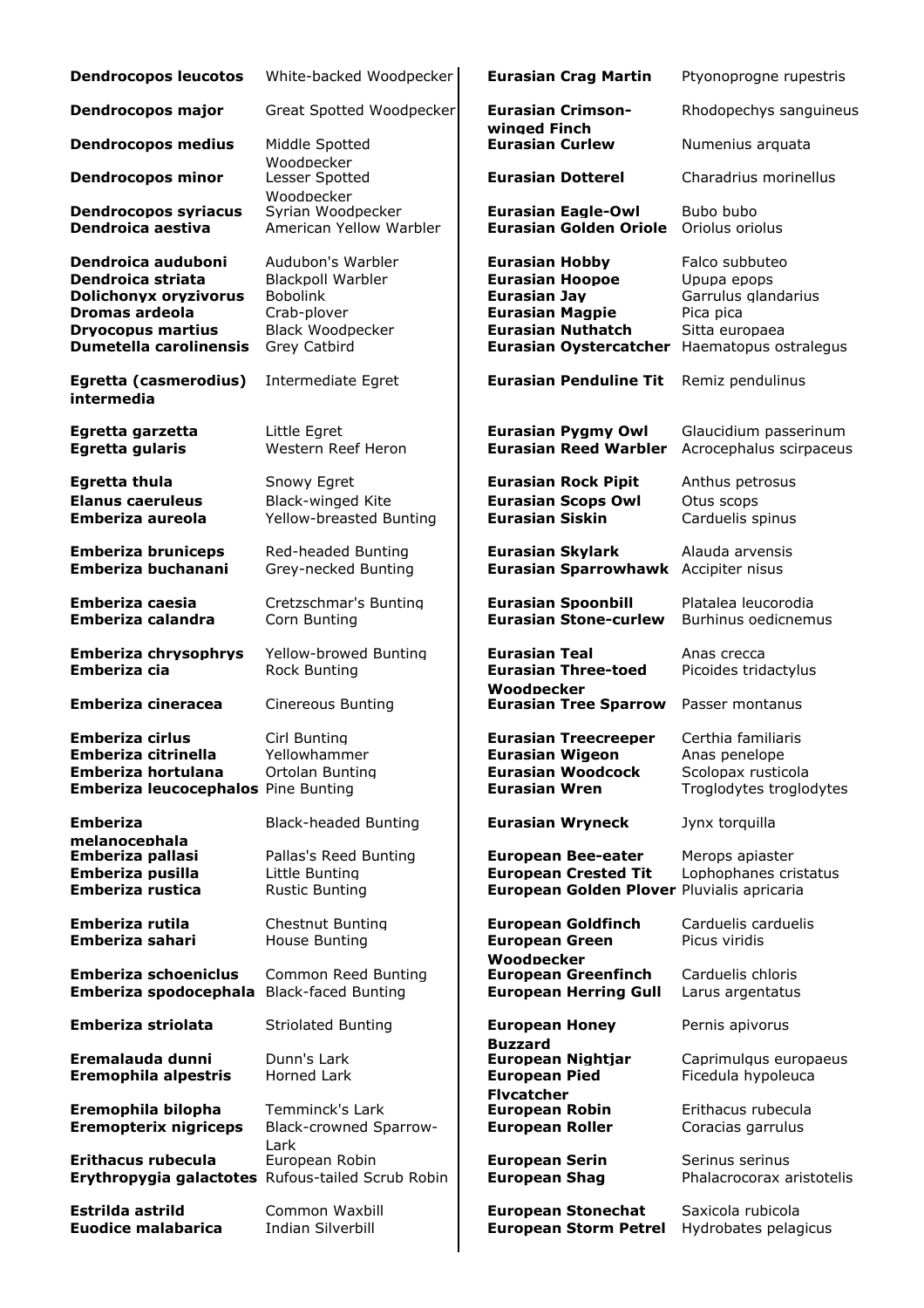| | |
|---|---|
| **Dendrocopos leucotos** | White-backed Woodpecker |
| **Dendrocopos major** | Great Spotted Woodpecker |
| **Dendrocopos medius** | Middle Spotted Woodpecker |
| **Dendrocopos minor** | Lesser Spotted Woodpecker |
| **Dendrocopos syriacus** | Syrian Woodpecker |
| **Dendroica aestiva** | American Yellow Warbler |
| **Dendroica auduboni** | Audubon's Warbler |
| **Dendroica striata** | Blackpoll Warbler |
| **Dolichonyx oryzivorus** | Bobolink |
| **Dromas ardeola** | Crab-plover |
| **Dryocopus martius** | Black Woodpecker |
| **Dumetella carolinensis** | Grey Catbird |
| **Egretta (casmerodius) intermedia** | Intermediate Egret |
| **Egretta garzetta** | Little Egret |
| **Egretta gularis** | Western Reef Heron |
| **Egretta thula** | Snowy Egret |
| **Elanus caeruleus** | Black-winged Kite |
| **Emberiza aureola** | Yellow-breasted Bunting |
| **Emberiza bruniceps** | Red-headed Bunting |
| **Emberiza buchanani** | Grey-necked Bunting |
| **Emberiza caesia** | Cretzschmar's Bunting |
| **Emberiza calandra** | Corn Bunting |
| **Emberiza chrysophrys** | Yellow-browed Bunting |
| **Emberiza cia** | Rock Bunting |
| **Emberiza cineracea** | Cinereous Bunting |
| **Emberiza cirlus** | Cirl Bunting |
| **Emberiza citrinella** | Yellowhammer |
| **Emberiza hortulana** | Ortolan Bunting |
| **Emberiza leucocephalos** | Pine Bunting |
| **Emberiza melanocephala** | Black-headed Bunting |
| **Emberiza pallasi** | Pallas's Reed Bunting |
| **Emberiza pusilla** | Little Bunting |
| **Emberiza rustica** | Rustic Bunting |
| **Emberiza rutila** | Chestnut Bunting |
| **Emberiza sahari** | House Bunting |
| **Emberiza schoeniclus** | Common Reed Bunting |
| **Emberiza spodocephala** | Black-faced Bunting |
| **Emberiza striolata** | Striolated Bunting |
| **Eremalauda dunni** | Dunn's Lark |
| **Eremophila alpestris** | Horned Lark |
| **Eremophila bilopha** | Temminck's Lark |
| **Eremopterix nigriceps** | Black-crowned Sparrow-Lark |
| **Erithacus rubecula** | European Robin |
| **Erythropygia galactotes** | Rufous-tailed Scrub Robin |
| **Estrilda astrild** | Common Waxbill |
| **Euodice malabarica** | Indian Silverbill |

| | |
|---|---|
| **Eurasian Crag Martin** | Ptyonoprogne rupestris |
| **Eurasian Crimson-winged Finch** | Rhodopechys sanguineus |
| **Eurasian Curlew** | Numenius arquata |
| **Eurasian Dotterel** | Charadrius morinellus |
| **Eurasian Eagle-Owl** | Bubo bubo |
| **Eurasian Golden Oriole** | Oriolus oriolus |
| **Eurasian Hobby** | Falco subbuteo |
| **Eurasian Hoopoe** | Upupa epops |
| **Eurasian Jay** | Garrulus glandarius |
| **Eurasian Magpie** | Pica pica |
| **Eurasian Nuthatch** | Sitta europaea |
| **Eurasian Oystercatcher** | Haematopus ostralegus |
| **Eurasian Penduline Tit** | Remiz pendulinus |
| **Eurasian Pygmy Owl** | Glaucidium passerinum |
| **Eurasian Reed Warbler** | Acrocephalus scirpaceus |
| **Eurasian Rock Pipit** | Anthus petrosus |
| **Eurasian Scops Owl** | Otus scops |
| **Eurasian Siskin** | Carduelis spinus |
| **Eurasian Skylark** | Alauda arvensis |
| **Eurasian Sparrowhawk** | Accipiter nisus |
| **Eurasian Spoonbill** | Platalea leucorodia |
| **Eurasian Stone-curlew** | Burhinus oedicnemus |
| **Eurasian Teal** | Anas crecca |
| **Eurasian Three-toed Woodpecker** | Picoides tridactylus |
| **Eurasian Tree Sparrow** | Passer montanus |
| **Eurasian Treecreeper** | Certhia familiaris |
| **Eurasian Wigeon** | Anas penelope |
| **Eurasian Woodcock** | Scolopax rusticola |
| **Eurasian Wren** | Troglodytes troglodytes |
| **Eurasian Wryneck** | Jynx torquilla |
| **European Bee-eater** | Merops apiaster |
| **European Crested Tit** | Lophophanes cristatus |
| **European Golden Plover** | Pluvialis apricaria |
| **European Goldfinch** | Carduelis carduelis |
| **European Green Woodpecker** | Picus viridis |
| **European Greenfinch** | Carduelis chloris |
| **European Herring Gull** | Larus argentatus |
| **European Honey Buzzard** | Pernis apivorus |
| **European Nightjar** | Caprimulgus europaeus |
| **European Pied Flycatcher** | Ficedula hypoleuca |
| **European Robin** | Erithacus rubecula |
| **European Roller** | Coracias garrulus |
| **European Serin** | Serinus serinus |
| **European Shag** | Phalacrocorax aristotelis |
| **European Stonechat** | Saxicola rubicola |
| **European Storm Petrel** | Hydrobates pelagicus |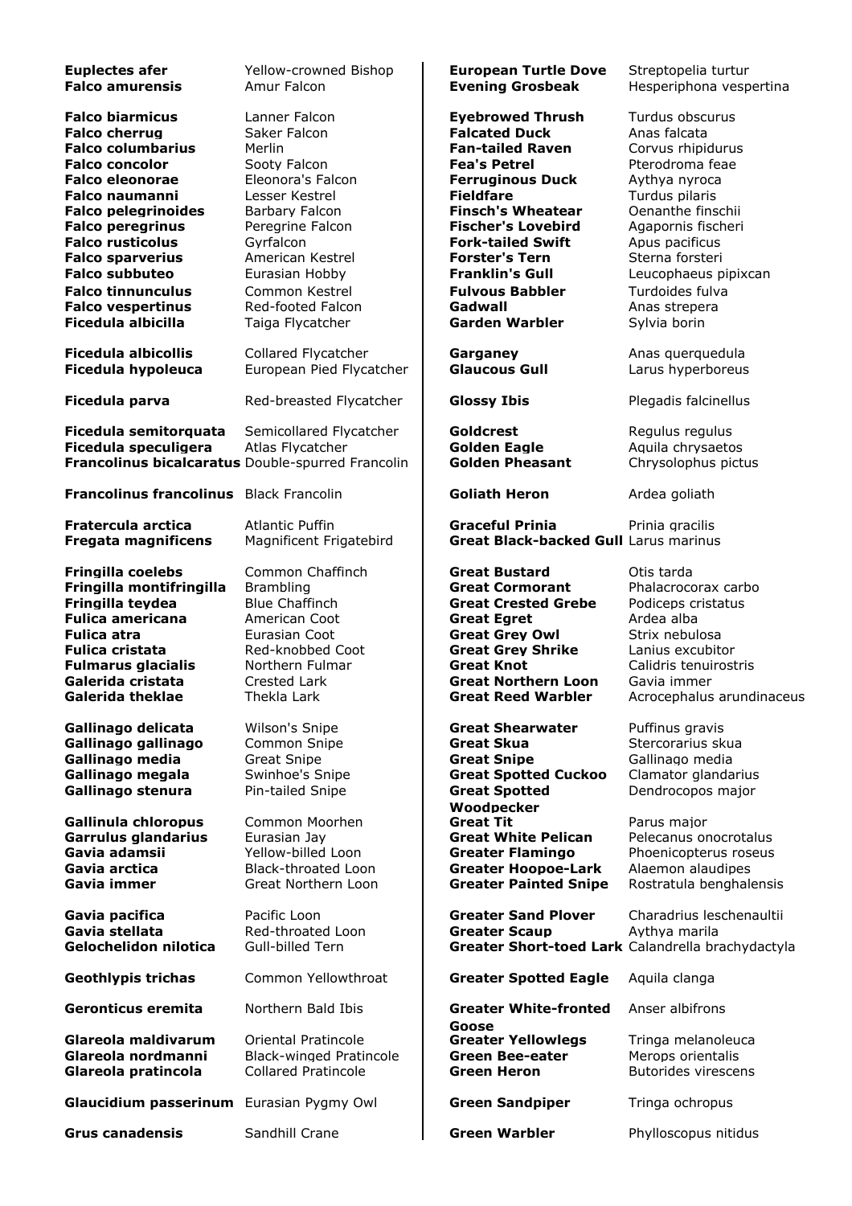| Scientific name | Common name |
|---|---|
| **Euplectes afer** | Yellow-crowned Bishop |
| **Falco amurensis** | Amur Falcon |
| **Falco biarmicus** | Lanner Falcon |
| **Falco cherrug** | Saker Falcon |
| **Falco columbarius** | Merlin |
| **Falco concolor** | Sooty Falcon |
| **Falco eleonorae** | Eleonora's Falcon |
| **Falco naumanni** | Lesser Kestrel |
| **Falco pelegrinoides** | Barbary Falcon |
| **Falco peregrinus** | Peregrine Falcon |
| **Falco rusticolus** | Gyrfalcon |
| **Falco sparverius** | American Kestrel |
| **Falco subbuteo** | Eurasian Hobby |
| **Falco tinnunculus** | Common Kestrel |
| **Falco vespertinus** | Red-footed Falcon |
| **Ficedula albicilla** | Taiga Flycatcher |
| **Ficedula albicollis** | Collared Flycatcher |
| **Ficedula hypoleuca** | European Pied Flycatcher |
| **Ficedula parva** | Red-breasted Flycatcher |
| **Ficedula semitorquata** | Semicollared Flycatcher |
| **Ficedula speculigera** | Atlas Flycatcher |
| **Francolinus bicalcaratus** | Double-spurred Francolin |
| **Francolinus francolinus** | Black Francolin |
| **Fratercula arctica** | Atlantic Puffin |
| **Fregata magnificens** | Magnificent Frigatebird |
| **Fringilla coelebs** | Common Chaffinch |
| **Fringilla montifringilla** | Brambling |
| **Fringilla teydea** | Blue Chaffinch |
| **Fulica americana** | American Coot |
| **Fulica atra** | Eurasian Coot |
| **Fulica cristata** | Red-knobbed Coot |
| **Fulmarus glacialis** | Northern Fulmar |
| **Galerida cristata** | Crested Lark |
| **Galerida theklae** | Thekla Lark |
| **Gallinago delicata** | Wilson's Snipe |
| **Gallinago gallinago** | Common Snipe |
| **Gallinago media** | Great Snipe |
| **Gallinago megala** | Swinhoe's Snipe |
| **Gallinago stenura** | Pin-tailed Snipe |
| **Gallinula chloropus** | Common Moorhen |
| **Garrulus glandarius** | Eurasian Jay |
| **Gavia adamsii** | Yellow-billed Loon |
| **Gavia arctica** | Black-throated Loon |
| **Gavia immer** | Great Northern Loon |
| **Gavia pacifica** | Pacific Loon |
| **Gavia stellata** | Red-throated Loon |
| **Gelochelidon nilotica** | Gull-billed Tern |
| **Geothlypis trichas** | Common Yellowthroat |
| **Geronticus eremita** | Northern Bald Ibis |
| **Glareola maldivarum** | Oriental Pratincole |
| **Glareola nordmanni** | Black-winged Pratincole |
| **Glareola pratincola** | Collared Pratincole |
| **Glaucidium passerinum** | Eurasian Pygmy Owl |
| **Grus canadensis** | Sandhill Crane |

| Common name | Scientific name |
|---|---|
| **European Turtle Dove** | Streptopelia turtur |
| **Evening Grosbeak** | Hesperiphona vespertina |
| **Eyebrowed Thrush** | Turdus obscurus |
| **Falcated Duck** | Anas falcata |
| **Fan-tailed Raven** | Corvus rhipidurus |
| **Fea's Petrel** | Pterodroma feae |
| **Ferruginous Duck** | Aythya nyroca |
| **Fieldfare** | Turdus pilaris |
| **Finsch's Wheatear** | Oenanthe finschii |
| **Fischer's Lovebird** | Agapornis fischeri |
| **Fork-tailed Swift** | Apus pacificus |
| **Forster's Tern** | Sterna forsteri |
| **Franklin's Gull** | Leucophaeus pipixcan |
| **Fulvous Babbler** | Turdoides fulva |
| **Gadwall** | Anas strepera |
| **Garden Warbler** | Sylvia borin |
| **Garganey** | Anas querquedula |
| **Glaucous Gull** | Larus hyperboreus |
| **Glossy Ibis** | Plegadis falcinellus |
| **Goldcrest** | Regulus regulus |
| **Golden Eagle** | Aquila chrysaetos |
| **Golden Pheasant** | Chrysolophus pictus |
| **Goliath Heron** | Ardea goliath |
| **Graceful Prinia** | Prinia gracilis |
| **Great Black-backed Gull** | Larus marinus |
| **Great Bustard** | Otis tarda |
| **Great Cormorant** | Phalacrocorax carbo |
| **Great Crested Grebe** | Podiceps cristatus |
| **Great Egret** | Ardea alba |
| **Great Grey Owl** | Strix nebulosa |
| **Great Grey Shrike** | Lanius excubitor |
| **Great Knot** | Calidris tenuirostris |
| **Great Northern Loon** | Gavia immer |
| **Great Reed Warbler** | Acrocephalus arundinaceus |
| **Great Shearwater** | Puffinus gravis |
| **Great Skua** | Stercorarius skua |
| **Great Snipe** | Gallinago media |
| **Great Spotted Cuckoo** | Clamator glandarius |
| **Great Spotted Woodpecker** | Dendrocopos major |
| **Great Tit** | Parus major |
| **Great White Pelican** | Pelecanus onocrotalus |
| **Greater Flamingo** | Phoenicopterus roseus |
| **Greater Hoopoe-Lark** | Alaemon alaudipes |
| **Greater Painted Snipe** | Rostratula benghalensis |
| **Greater Sand Plover** | Charadrius leschenaultii |
| **Greater Scaup** | Aythya marila |
| **Greater Short-toed Lark** | Calandrella brachydactyla |
| **Greater Spotted Eagle** | Aquila clanga |
| **Greater White-fronted Goose** | Anser albifrons |
| **Greater Yellowlegs** | Tringa melanoleuca |
| **Green Bee-eater** | Merops orientalis |
| **Green Heron** | Butorides virescens |
| **Green Sandpiper** | Tringa ochropus |
| **Green Warbler** | Phylloscopus nitidus |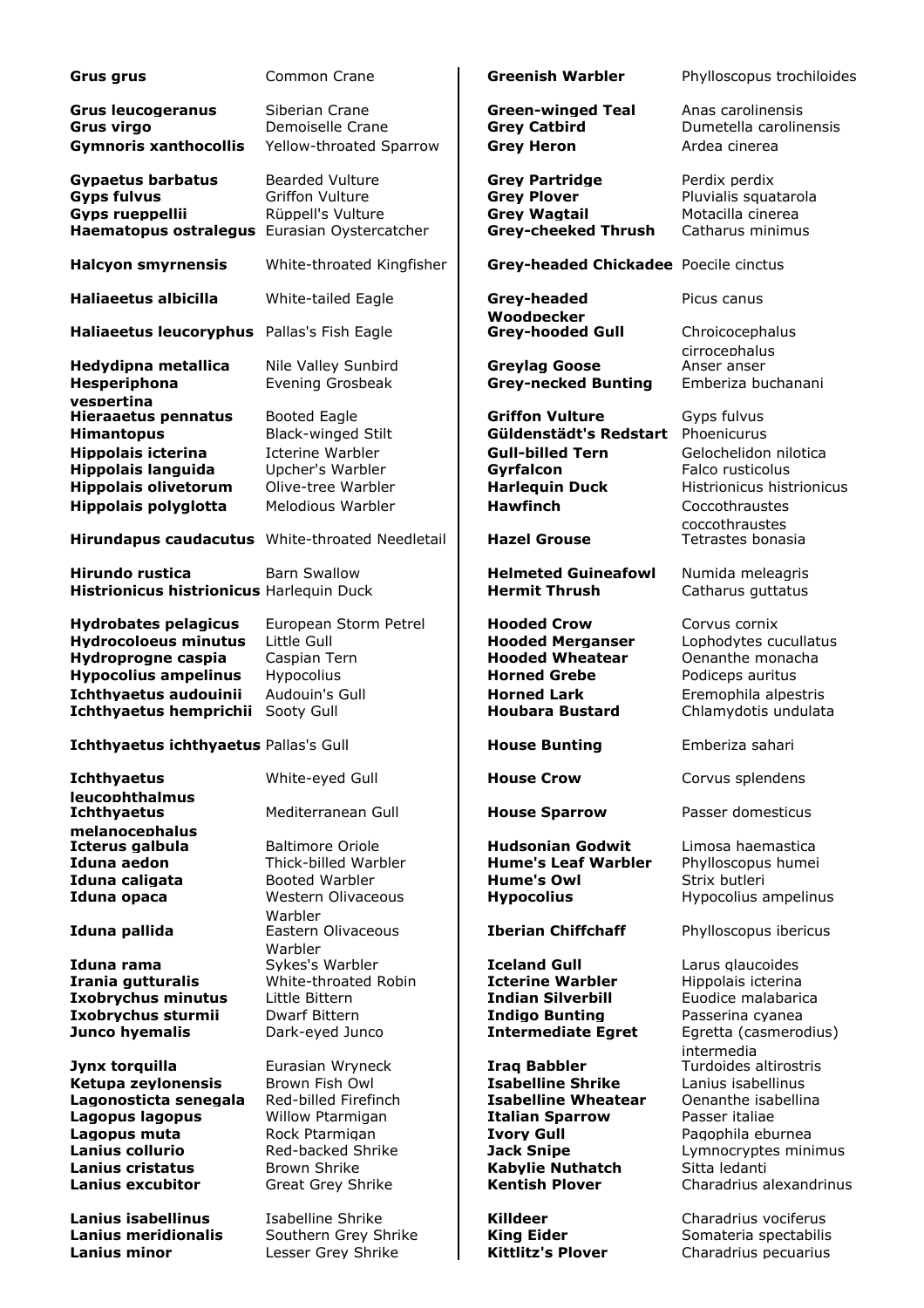| | |
|---|---|
| **Grus grus** | Common Crane |
| **Grus leucogeranus** | Siberian Crane |
| **Grus virgo** | Demoiselle Crane |
| **Gymnoris xanthocollis** | Yellow-throated Sparrow |
| **Gypaetus barbatus** | Bearded Vulture |
| **Gyps fulvus** | Griffon Vulture |
| **Gyps rueppellii** | Rüppell's Vulture |
| **Haematopus ostralegus** | Eurasian Oystercatcher |
| **Halcyon smyrnensis** | White-throated Kingfisher |
| **Haliaeetus albicilla** | White-tailed Eagle |
| **Haliaeetus leucoryphus** | Pallas's Fish Eagle |
| **Hedydipna metallica** | Nile Valley Sunbird |
| **Hesperiphona vespertina** | Evening Grosbeak |
| **Hieraaetus pennatus** | Booted Eagle |
| **Himantopus** | Black-winged Stilt |
| **Hippolais icterina** | Icterine Warbler |
| **Hippolais languida** | Upcher's Warbler |
| **Hippolais olivetorum** | Olive-tree Warbler |
| **Hippolais polyglotta** | Melodious Warbler |
| **Hirundapus caudacutus** | White-throated Needletail |
| **Hirundo rustica** | Barn Swallow |
| **Histrionicus histrionicus** | Harlequin Duck |
| **Hydrobates pelagicus** | European Storm Petrel |
| **Hydrocoloeus minutus** | Little Gull |
| **Hydroprogne caspia** | Caspian Tern |
| **Hypocolius ampelinus** | Hypocolius |
| **Ichthyaetus audouinii** | Audouin's Gull |
| **Ichthyaetus hemprichii** | Sooty Gull |
| **Ichthyaetus ichthyaetus** | Pallas's Gull |
| **Ichthyaetus leucophthalmus** | White-eyed Gull |
| **Ichthyaetus melanocephalus** | Mediterranean Gull |
| **Icterus galbula** | Baltimore Oriole |
| **Iduna aedon** | Thick-billed Warbler |
| **Iduna caligata** | Booted Warbler |
| **Iduna opaca** | Western Olivaceous Warbler |
| **Iduna pallida** | Eastern Olivaceous Warbler |
| **Iduna rama** | Sykes's Warbler |
| **Irania gutturalis** | White-throated Robin |
| **Ixobrychus minutus** | Little Bittern |
| **Ixobrychus sturmii** | Dwarf Bittern |
| **Junco hyemalis** | Dark-eyed Junco |
| **Jynx torquilla** | Eurasian Wryneck |
| **Ketupa zeylonensis** | Brown Fish Owl |
| **Lagonosticta senegala** | Red-billed Firefinch |
| **Lagopus lagopus** | Willow Ptarmigan |
| **Lagopus muta** | Rock Ptarmigan |
| **Lanius collurio** | Red-backed Shrike |
| **Lanius cristatus** | Brown Shrike |
| **Lanius excubitor** | Great Grey Shrike |
| **Lanius isabellinus** | Isabelline Shrike |
| **Lanius meridionalis** | Southern Grey Shrike |
| **Lanius minor** | Lesser Grey Shrike |

| | |
|---|---|
| **Greenish Warbler** | Phylloscopus trochiloides |
| **Green-winged Teal** | Anas carolinensis |
| **Grey Catbird** | Dumetella carolinensis |
| **Grey Heron** | Ardea cinerea |
| **Grey Partridge** | Perdix perdix |
| **Grey Plover** | Pluvialis squatarola |
| **Grey Wagtail** | Motacilla cinerea |
| **Grey-cheeked Thrush** | Catharus minimus |
| **Grey-headed Chickadee** | Poecile cinctus |
| **Grey-headed Woodpecker** | Picus canus |
| **Grey-hooded Gull** | Chroicocephalus cirrocephalus |
| **Greylag Goose** | Anser anser |
| **Grey-necked Bunting** | Emberiza buchanani |
| **Griffon Vulture** | Gyps fulvus |
| **Güldenstädt's Redstart** | Phoenicurus |
| **Gull-billed Tern** | Gelochelidon nilotica |
| **Gyrfalcon** | Falco rusticolus |
| **Harlequin Duck** | Histrionicus histrionicus |
| **Hawfinch** | Coccothraustes coccothraustes |
| **Hazel Grouse** | Tetrastes bonasia |
| **Helmeted Guineafowl** | Numida meleagris |
| **Hermit Thrush** | Catharus guttatus |
| **Hooded Crow** | Corvus cornix |
| **Hooded Merganser** | Lophodytes cucullatus |
| **Hooded Wheatear** | Oenanthe monacha |
| **Horned Grebe** | Podiceps auritus |
| **Horned Lark** | Eremophila alpestris |
| **Houbara Bustard** | Chlamydotis undulata |
| **House Bunting** | Emberiza sahari |
| **House Crow** | Corvus splendens |
| **House Sparrow** | Passer domesticus |
| **Hudsonian Godwit** | Limosa haemastica |
| **Hume's Leaf Warbler** | Phylloscopus humei |
| **Hume's Owl** | Strix butleri |
| **Hypocolius** | Hypocolius ampelinus |
| **Iberian Chiffchaff** | Phylloscopus ibericus |
| **Iceland Gull** | Larus glaucoides |
| **Icterine Warbler** | Hippolais icterina |
| **Indian Silverbill** | Euodice malabarica |
| **Indigo Bunting** | Passerina cyanea |
| **Intermediate Egret** | Egretta (casmerodius) intermedia |
| **Iraq Babbler** | Turdoides altirostris |
| **Isabelline Shrike** | Lanius isabellinus |
| **Isabelline Wheatear** | Oenanthe isabellina |
| **Italian Sparrow** | Passer italiae |
| **Ivory Gull** | Pagophila eburnea |
| **Jack Snipe** | Lymnocryptes minimus |
| **Kabylie Nuthatch** | Sitta ledanti |
| **Kentish Plover** | Charadrius alexandrinus |
| **Killdeer** | Charadrius vociferus |
| **King Eider** | Somateria spectabilis |
| **Kittlitz's Plover** | Charadrius pecuarius |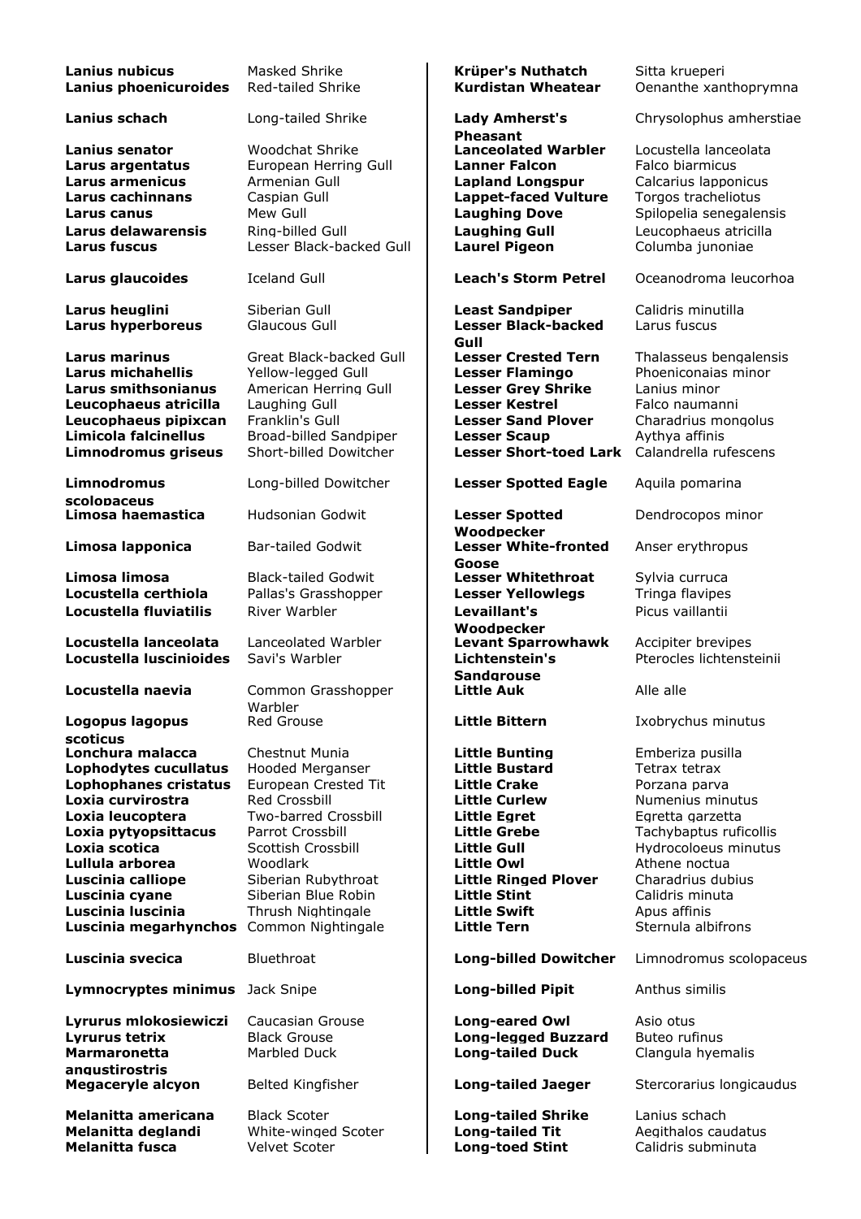| | |
|---|---|
| **Lanius nubicus** | Masked Shrike |
| **Lanius phoenicuroides** | Red-tailed Shrike |
| **Lanius schach** | Long-tailed Shrike |
| **Lanius senator** | Woodchat Shrike |
| **Larus argentatus** | European Herring Gull |
| **Larus armenicus** | Armenian Gull |
| **Larus cachinnans** | Caspian Gull |
| **Larus canus** | Mew Gull |
| **Larus delawarensis** | Ring-billed Gull |
| **Larus fuscus** | Lesser Black-backed Gull |
| **Larus glaucoides** | Iceland Gull |
| **Larus heuglini** | Siberian Gull |
| **Larus hyperboreus** | Glaucous Gull |
| **Larus marinus** | Great Black-backed Gull |
| **Larus michahellis** | Yellow-legged Gull |
| **Larus smithsonianus** | American Herring Gull |
| **Leucophaeus atricilla** | Laughing Gull |
| **Leucophaeus pipixcan** | Franklin's Gull |
| **Limicola falcinellus** | Broad-billed Sandpiper |
| **Limnodromus griseus** | Short-billed Dowitcher |
| **Limnodromus scolopaceus** | Long-billed Dowitcher |
| **Limosa haemastica** | Hudsonian Godwit |
| **Limosa lapponica** | Bar-tailed Godwit |
| **Limosa limosa** | Black-tailed Godwit |
| **Locustella certhiola** | Pallas's Grasshopper |
| **Locustella fluviatilis** | River Warbler |
| **Locustella lanceolata** | Lanceolated Warbler |
| **Locustella luscinioides** | Savi's Warbler |
| **Locustella naevia** | Common Grasshopper Warbler |
| **Logopus lagopus scoticus** | Red Grouse |
| **Lonchura malacca** | Chestnut Munia |
| **Lophodytes cucullatus** | Hooded Merganser |
| **Lophophanes cristatus** | European Crested Tit |
| **Loxia curvirostra** | Red Crossbill |
| **Loxia leucoptera** | Two-barred Crossbill |
| **Loxia pytyopsittacus** | Parrot Crossbill |
| **Loxia scotica** | Scottish Crossbill |
| **Lullula arborea** | Woodlark |
| **Luscinia calliope** | Siberian Rubythroat |
| **Luscinia cyane** | Siberian Blue Robin |
| **Luscinia luscinia** | Thrush Nightingale |
| **Luscinia megarhynchos** | Common Nightingale |
| **Luscinia svecica** | Bluethroat |
| **Lymnocryptes minimus** | Jack Snipe |
| **Lyrurus mlokosiewiczi** | Caucasian Grouse |
| **Lyrurus tetrix** | Black Grouse |
| **Marmaronetta angustirostris** | Marbled Duck |
| **Megaceryle alcyon** | Belted Kingfisher |
| **Melanitta americana** | Black Scoter |
| **Melanitta deglandi** | White-winged Scoter |
| **Melanitta fusca** | Velvet Scoter |

| | |
|---|---|
| **Krüper's Nuthatch** | Sitta krueperi |
| **Kurdistan Wheatear** | Oenanthe xanthoprymna |
| **Lady Amherst's Pheasant** | Chrysolophus amherstiae |
| **Lanceolated Warbler** | Locustella lanceolata |
| **Lanner Falcon** | Falco biarmicus |
| **Lapland Longspur** | Calcarius lapponicus |
| **Lappet-faced Vulture** | Torgos tracheliotus |
| **Laughing Dove** | Spilopelia senegalensis |
| **Laughing Gull** | Leucophaeus atricilla |
| **Laurel Pigeon** | Columba junoniae |
| **Leach's Storm Petrel** | Oceanodroma leucorhoa |
| **Least Sandpiper** | Calidris minutilla |
| **Lesser Black-backed Gull** | Larus fuscus |
| **Lesser Crested Tern** | Thalasseus bengalensis |
| **Lesser Flamingo** | Phoeniconaias minor |
| **Lesser Grey Shrike** | Lanius minor |
| **Lesser Kestrel** | Falco naumanni |
| **Lesser Sand Plover** | Charadrius mongolus |
| **Lesser Scaup** | Aythya affinis |
| **Lesser Short-toed Lark** | Calandrella rufescens |
| **Lesser Spotted Eagle** | Aquila pomarina |
| **Lesser Spotted Woodpecker** | Dendrocopos minor |
| **Lesser White-fronted Goose** | Anser erythropus |
| **Lesser Whitethroat** | Sylvia curruca |
| **Lesser Yellowlegs** | Tringa flavipes |
| **Levaillant's Woodpecker** | Picus vaillantii |
| **Levant Sparrowhawk** | Accipiter brevipes |
| **Lichtenstein's Sandgrouse** | Pterocles lichtensteinii |
| **Little Auk** | Alle alle |
| **Little Bittern** | Ixobrychus minutus |
| **Little Bunting** | Emberiza pusilla |
| **Little Bustard** | Tetrax tetrax |
| **Little Crake** | Porzana parva |
| **Little Curlew** | Numenius minutus |
| **Little Egret** | Egretta garzetta |
| **Little Grebe** | Tachybaptus ruficollis |
| **Little Gull** | Hydrocoloeus minutus |
| **Little Owl** | Athene noctua |
| **Little Ringed Plover** | Charadrius dubius |
| **Little Stint** | Calidris minuta |
| **Little Swift** | Apus affinis |
| **Little Tern** | Sternula albifrons |
| **Long-billed Dowitcher** | Limnodromus scolopaceus |
| **Long-billed Pipit** | Anthus similis |
| **Long-eared Owl** | Asio otus |
| **Long-legged Buzzard** | Buteo rufinus |
| **Long-tailed Duck** | Clangula hyemalis |
| **Long-tailed Jaeger** | Stercorarius longicaudus |
| **Long-tailed Shrike** | Lanius schach |
| **Long-tailed Tit** | Aegithalos caudatus |
| **Long-toed Stint** | Calidris subminuta |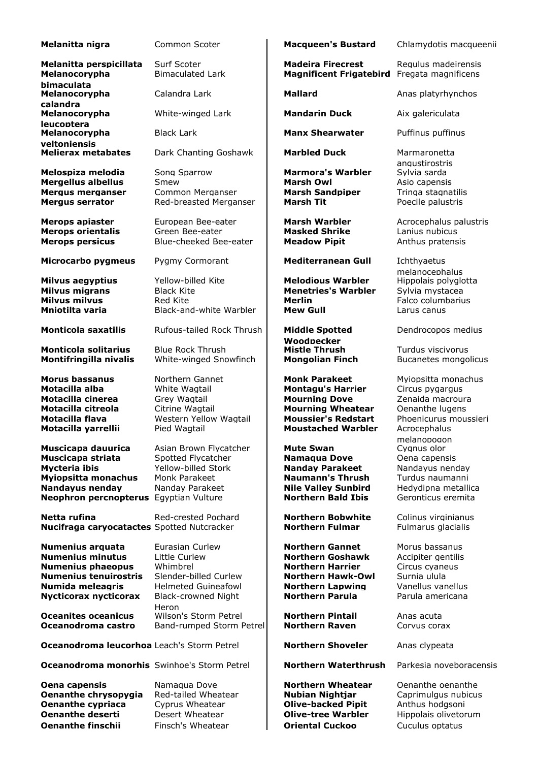| Scientific name | English name |
|---|---|
| **Melanitta nigra** | Common Scoter |
| **Melanitta perspicillata** | Surf Scoter |
| **Melanocorypha bimaculata** | Bimaculated Lark |
| **Melanocorypha calandra** | Calandra Lark |
| **Melanocorypha leucoptera** | White-winged Lark |
| **Melanocorypha yeltoniensis** | Black Lark |
| **Melierax metabates** | Dark Chanting Goshawk |
| **Melospiza melodia** | Song Sparrow |
| **Mergellus albellus** | Smew |
| **Mergus merganser** | Common Merganser |
| **Mergus serrator** | Red-breasted Merganser |
| **Merops apiaster** | European Bee-eater |
| **Merops orientalis** | Green Bee-eater |
| **Merops persicus** | Blue-cheeked Bee-eater |
| **Microcarbo pygmeus** | Pygmy Cormorant |
| **Milvus aegyptius** | Yellow-billed Kite |
| **Milvus migrans** | Black Kite |
| **Milvus milvus** | Red Kite |
| **Mniotilta varia** | Black-and-white Warbler |
| **Monticola saxatilis** | Rufous-tailed Rock Thrush |
| **Monticola solitarius** | Blue Rock Thrush |
| **Montifringilla nivalis** | White-winged Snowfinch |
| **Morus bassanus** | Northern Gannet |
| **Motacilla alba** | White Wagtail |
| **Motacilla cinerea** | Grey Wagtail |
| **Motacilla citreola** | Citrine Wagtail |
| **Motacilla flava** | Western Yellow Wagtail |
| **Motacilla yarrellii** | Pied Wagtail |
| **Muscicapa dauurica** | Asian Brown Flycatcher |
| **Muscicapa striata** | Spotted Flycatcher |
| **Mycteria ibis** | Yellow-billed Stork |
| **Myiopsitta monachus** | Monk Parakeet |
| **Nandayus nenday** | Nanday Parakeet |
| **Neophron percnopterus** | Egyptian Vulture |
| **Netta rufina** | Red-crested Pochard |
| **Nucifraga caryocatactes** | Spotted Nutcracker |
| **Numenius arquata** | Eurasian Curlew |
| **Numenius minutus** | Little Curlew |
| **Numenius phaeopus** | Whimbrel |
| **Numenius tenuirostris** | Slender-billed Curlew |
| **Numida meleagris** | Helmeted Guineafowl |
| **Nycticorax nycticorax** | Black-crowned Night Heron |
| **Oceanites oceanicus** | Wilson's Storm Petrel |
| **Oceanodroma castro** | Band-rumped Storm Petrel |
| **Oceanodroma leucorhoa** | Leach's Storm Petrel |
| **Oceanodroma monorhis** | Swinhoe's Storm Petrel |
| **Oena capensis** | Namaqua Dove |
| **Oenanthe chrysopygia** | Red-tailed Wheatear |
| **Oenanthe cypriaca** | Cyprus Wheatear |
| **Oenanthe deserti** | Desert Wheatear |
| **Oenanthe finschii** | Finsch's Wheatear |

| English name | Scientific name |
|---|---|
| **Macqueen's Bustard** | Chlamydotis macqueenii |
| **Madeira Firecrest** | Regulus madeirensis |
| **Magnificent Frigatebird** | Fregata magnificens |
| **Mallard** | Anas platyrhynchos |
| **Mandarin Duck** | Aix galericulata |
| **Manx Shearwater** | Puffinus puffinus |
| **Marbled Duck** | Marmaronetta angustirostris |
| **Marmora's Warbler** | Sylvia sarda |
| **Marsh Owl** | Asio capensis |
| **Marsh Sandpiper** | Tringa stagnatilis |
| **Marsh Tit** | Poecile palustris |
| **Marsh Warbler** | Acrocephalus palustris |
| **Masked Shrike** | Lanius nubicus |
| **Meadow Pipit** | Anthus pratensis |
| **Mediterranean Gull** | Ichthyaetus melanocephalus |
| **Melodious Warbler** | Hippolais polyglotta |
| **Menetries's Warbler** | Sylvia mystacea |
| **Merlin** | Falco columbarius |
| **Mew Gull** | Larus canus |
| **Middle Spotted Woodpecker** | Dendrocopos medius |
| **Mistle Thrush** | Turdus viscivorus |
| **Mongolian Finch** | Bucanetes mongolicus |
| **Monk Parakeet** | Myiopsitta monachus |
| **Montagu's Harrier** | Circus pygargus |
| **Mourning Dove** | Zenaida macroura |
| **Mourning Wheatear** | Oenanthe lugens |
| **Moussier's Redstart** | Phoenicurus moussieri |
| **Moustached Warbler** | Acrocephalus melanopogon |
| **Mute Swan** | Cygnus olor |
| **Namaqua Dove** | Oena capensis |
| **Nanday Parakeet** | Nandayus nenday |
| **Naumann's Thrush** | Turdus naumanni |
| **Nile Valley Sunbird** | Hedydipna metallica |
| **Northern Bald Ibis** | Geronticus eremita |
| **Northern Bobwhite** | Colinus virginianus |
| **Northern Fulmar** | Fulmarus glacialis |
| **Northern Gannet** | Morus bassanus |
| **Northern Goshawk** | Accipiter gentilis |
| **Northern Harrier** | Circus cyaneus |
| **Northern Hawk-Owl** | Surnia ulula |
| **Northern Lapwing** | Vanellus vanellus |
| **Northern Parula** | Parula americana |
| **Northern Pintail** | Anas acuta |
| **Northern Raven** | Corvus corax |
| **Northern Shoveler** | Anas clypeata |
| **Northern Waterthrush** | Parkesia noveboracensis |
| **Northern Wheatear** | Oenanthe oenanthe |
| **Nubian Nightjar** | Caprimulgus nubicus |
| **Olive-backed Pipit** | Anthus hodgsoni |
| **Olive-tree Warbler** | Hippolais olivetorum |
| **Oriental Cuckoo** | Cuculus optatus |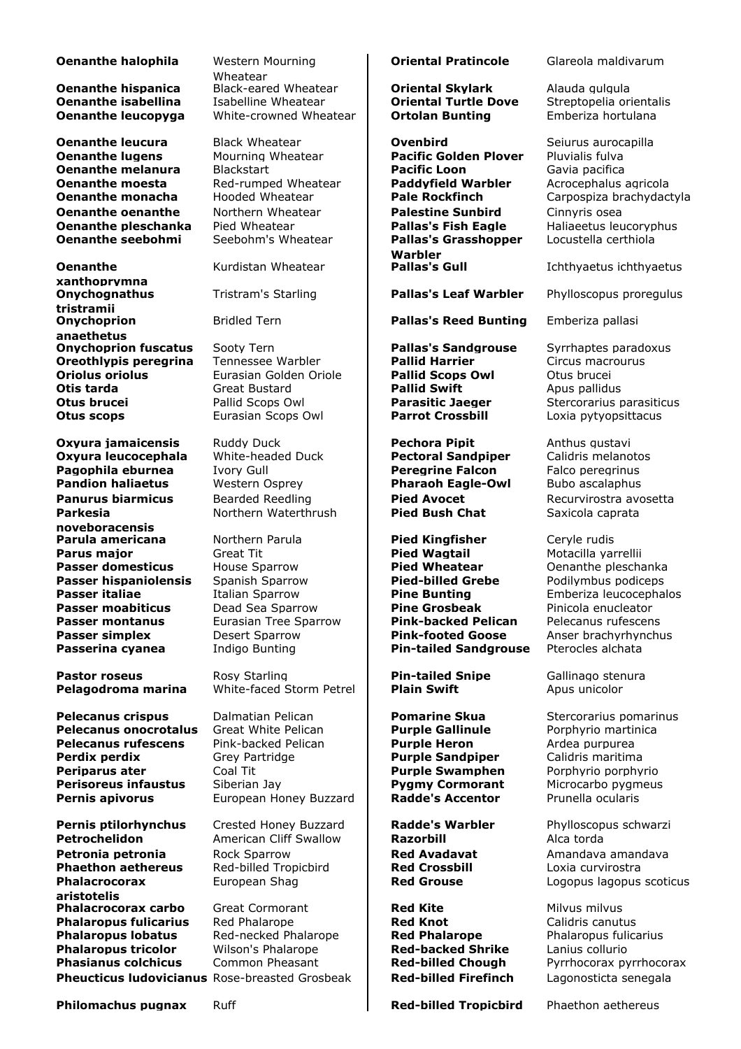| Scientific name | English name |
| --- | --- |
| **Oenanthe halophila** | Western Mourning Wheatear |
| **Oenanthe hispanica** | Black-eared Wheatear |
| **Oenanthe isabellina** | Isabelline Wheatear |
| **Oenanthe leucopyga** | White-crowned Wheatear |
| **Oenanthe leucura** | Black Wheatear |
| **Oenanthe lugens** | Mourning Wheatear |
| **Oenanthe melanura** | Blackstart |
| **Oenanthe moesta** | Red-rumped Wheatear |
| **Oenanthe monacha** | Hooded Wheatear |
| **Oenanthe oenanthe** | Northern Wheatear |
| **Oenanthe pleschanka** | Pied Wheatear |
| **Oenanthe seebohmi** | Seebohm's Wheatear |
| **Oenanthe xanthoprymna** | Kurdistan Wheatear |
| **Onychognathus tristramii** | Tristram's Starling |
| **Onychoprion anaethetus** | Bridled Tern |
| **Onychoprion fuscatus** | Sooty Tern |
| **Oreothlypis peregrina** | Tennessee Warbler |
| **Oriolus oriolus** | Eurasian Golden Oriole |
| **Otis tarda** | Great Bustard |
| **Otus brucei** | Pallid Scops Owl |
| **Otus scops** | Eurasian Scops Owl |
| **Oxyura jamaicensis** | Ruddy Duck |
| **Oxyura leucocephala** | White-headed Duck |
| **Pagophila eburnea** | Ivory Gull |
| **Pandion haliaetus** | Western Osprey |
| **Panurus biarmicus** | Bearded Reedling |
| **Parkesia noveboracensis** | Northern Waterthrush |
| **Parula americana** | Northern Parula |
| **Parus major** | Great Tit |
| **Passer domesticus** | House Sparrow |
| **Passer hispaniolensis** | Spanish Sparrow |
| **Passer italiae** | Italian Sparrow |
| **Passer moabiticus** | Dead Sea Sparrow |
| **Passer montanus** | Eurasian Tree Sparrow |
| **Passer simplex** | Desert Sparrow |
| **Passerina cyanea** | Indigo Bunting |
| **Pastor roseus** | Rosy Starling |
| **Pelagodroma marina** | White-faced Storm Petrel |
| **Pelecanus crispus** | Dalmatian Pelican |
| **Pelecanus onocrotalus** | Great White Pelican |
| **Pelecanus rufescens** | Pink-backed Pelican |
| **Perdix perdix** | Grey Partridge |
| **Periparus ater** | Coal Tit |
| **Perisoreus infaustus** | Siberian Jay |
| **Pernis apivorus** | European Honey Buzzard |
| **Pernis ptilorhynchus** | Crested Honey Buzzard |
| **Petrochelidon** | American Cliff Swallow |
| **Petronia petronia** | Rock Sparrow |
| **Phaethon aethereus** | Red-billed Tropicbird |
| **Phalacrocorax aristotelis** | European Shag |
| **Phalacrocorax carbo** | Great Cormorant |
| **Phalaropus fulicarius** | Red Phalarope |
| **Phalaropus lobatus** | Red-necked Phalarope |
| **Phalaropus tricolor** | Wilson's Phalarope |
| **Phasianus colchicus** | Common Pheasant |
| **Pheucticus ludovicianus** | Rose-breasted Grosbeak |
| **Philomachus pugnax** | Ruff |

| English name | Scientific name |
| --- | --- |
| **Oriental Pratincole** | Glareola maldivarum |
| **Oriental Skylark** | Alauda gulgula |
| **Oriental Turtle Dove** | Streptopelia orientalis |
| **Ortolan Bunting** | Emberiza hortulana |
| **Ovenbird** | Seiurus aurocapilla |
| **Pacific Golden Plover** | Pluvialis fulva |
| **Pacific Loon** | Gavia pacifica |
| **Paddyfield Warbler** | Acrocephalus agricola |
| **Pale Rockfinch** | Carpospiza brachydactyla |
| **Palestine Sunbird** | Cinnyris osea |
| **Pallas's Fish Eagle** | Haliaeetus leucoryphus |
| **Pallas's Grasshopper Warbler** | Locustella certhiola |
| **Pallas's Gull** | Ichthyaetus ichthyaetus |
| **Pallas's Leaf Warbler** | Phylloscopus proregulus |
| **Pallas's Reed Bunting** | Emberiza pallasi |
| **Pallas's Sandgrouse** | Syrrhaptes paradoxus |
| **Pallid Harrier** | Circus macrourus |
| **Pallid Scops Owl** | Otus brucei |
| **Pallid Swift** | Apus pallidus |
| **Parasitic Jaeger** | Stercorarius parasiticus |
| **Parrot Crossbill** | Loxia pytyopsittacus |
| **Pechora Pipit** | Anthus gustavi |
| **Pectoral Sandpiper** | Calidris melanotos |
| **Peregrine Falcon** | Falco peregrinus |
| **Pharaoh Eagle-Owl** | Bubo ascalaphus |
| **Pied Avocet** | Recurvirostra avosetta |
| **Pied Bush Chat** | Saxicola caprata |
| **Pied Kingfisher** | Ceryle rudis |
| **Pied Wagtail** | Motacilla yarrellii |
| **Pied Wheatear** | Oenanthe pleschanka |
| **Pied-billed Grebe** | Podilymbus podiceps |
| **Pine Bunting** | Emberiza leucocephalos |
| **Pine Grosbeak** | Pinicola enucleator |
| **Pink-backed Pelican** | Pelecanus rufescens |
| **Pink-footed Goose** | Anser brachyrhynchus |
| **Pin-tailed Sandgrouse** | Pterocles alchata |
| **Pin-tailed Snipe** | Gallinago stenura |
| **Plain Swift** | Apus unicolor |
| **Pomarine Skua** | Stercorarius pomarinus |
| **Purple Gallinule** | Porphyrio martinica |
| **Purple Heron** | Ardea purpurea |
| **Purple Sandpiper** | Calidris maritima |
| **Purple Swamphen** | Porphyrio porphyrio |
| **Pygmy Cormorant** | Microcarbo pygmeus |
| **Radde's Accentor** | Prunella ocularis |
| **Radde's Warbler** | Phylloscopus schwarzi |
| **Razorbill** | Alca torda |
| **Red Avadavat** | Amandava amandava |
| **Red Crossbill** | Loxia curvirostra |
| **Red Grouse** | Logopus lagopus scoticus |
| **Red Kite** | Milvus milvus |
| **Red Knot** | Calidris canutus |
| **Red Phalarope** | Phalaropus fulicarius |
| **Red-backed Shrike** | Lanius collurio |
| **Red-billed Chough** | Pyrrhocorax pyrrhocorax |
| **Red-billed Firefinch** | Lagonosticta senegala |
| **Red-billed Tropicbird** | Phaethon aethereus |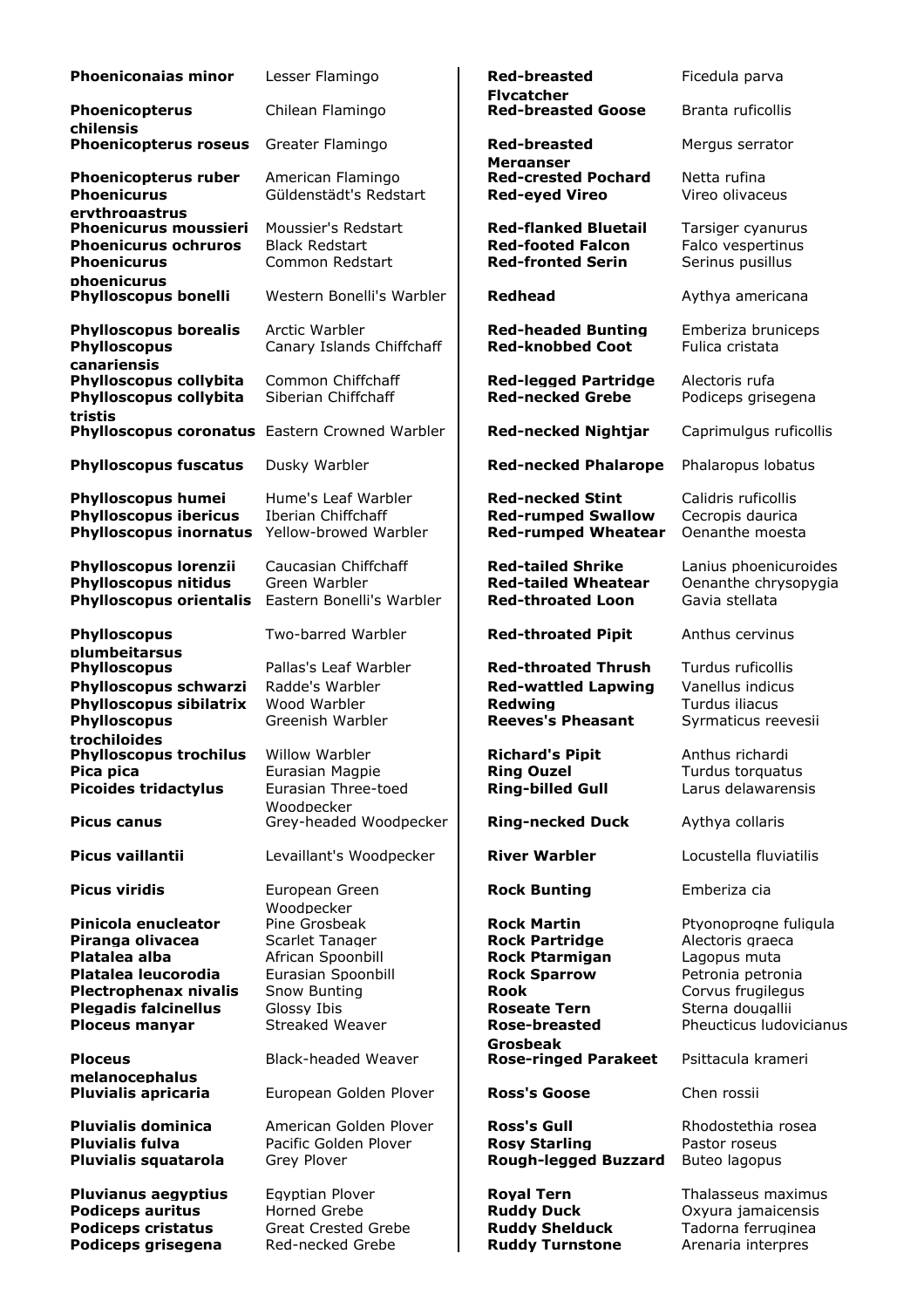| | | | |
|---|---|---|---|
| **Phoeniconaias minor** | Lesser Flamingo | **Red-breasted Flycatcher** | Ficedula parva |
| **Phoenicopterus chilensis** | Chilean Flamingo | **Red-breasted Goose** | Branta ruficollis |
| **Phoenicopterus roseus** | Greater Flamingo | **Red-breasted Merganser** | Mergus serrator |
| **Phoenicopterus ruber** | American Flamingo | **Red-crested Pochard** | Netta rufina |
| **Phoenicurus erythrogastrus** | Güldenstädt's Redstart | **Red-eyed Vireo** | Vireo olivaceus |
| **Phoenicurus moussieri** | Moussier's Redstart | **Red-flanked Bluetail** | Tarsiger cyanurus |
| **Phoenicurus ochruros** | Black Redstart | **Red-footed Falcon** | Falco vespertinus |
| **Phoenicurus phoenicurus** | Common Redstart | **Red-fronted Serin** | Serinus pusillus |
| **Phylloscopus bonelli** | Western Bonelli's Warbler | **Redhead** | Aythya americana |
| **Phylloscopus borealis** | Arctic Warbler | **Red-headed Bunting** | Emberiza bruniceps |
| **Phylloscopus canariensis** | Canary Islands Chiffchaff | **Red-knobbed Coot** | Fulica cristata |
| **Phylloscopus collybita** | Common Chiffchaff | **Red-legged Partridge** | Alectoris rufa |
| **Phylloscopus collybita tristis** | Siberian Chiffchaff | **Red-necked Grebe** | Podiceps grisegena |
| **Phylloscopus coronatus** | Eastern Crowned Warbler | **Red-necked Nightjar** | Caprimulgus ruficollis |
| **Phylloscopus fuscatus** | Dusky Warbler | **Red-necked Phalarope** | Phalaropus lobatus |
| **Phylloscopus humei** | Hume's Leaf Warbler | **Red-necked Stint** | Calidris ruficollis |
| **Phylloscopus ibericus** | Iberian Chiffchaff | **Red-rumped Swallow** | Cecropis daurica |
| **Phylloscopus inornatus** | Yellow-browed Warbler | **Red-rumped Wheatear** | Oenanthe moesta |
| **Phylloscopus lorenzii** | Caucasian Chiffchaff | **Red-tailed Shrike** | Lanius phoenicuroides |
| **Phylloscopus nitidus** | Green Warbler | **Red-tailed Wheatear** | Oenanthe chrysopygia |
| **Phylloscopus orientalis** | Eastern Bonelli's Warbler | **Red-throated Loon** | Gavia stellata |
| **Phylloscopus plumbeitarsus** | Two-barred Warbler | **Red-throated Pipit** | Anthus cervinus |
| **Phylloscopus** | Pallas's Leaf Warbler | **Red-throated Thrush** | Turdus ruficollis |
| **Phylloscopus schwarzi** | Radde's Warbler | **Red-wattled Lapwing** | Vanellus indicus |
| **Phylloscopus sibilatrix** | Wood Warbler | **Redwing** | Turdus iliacus |
| **Phylloscopus trochiloides** | Greenish Warbler | **Reeves's Pheasant** | Syrmaticus reevesii |
| **Phylloscopus trochilus** | Willow Warbler | **Richard's Pipit** | Anthus richardi |
| **Pica pica** | Eurasian Magpie | **Ring Ouzel** | Turdus torquatus |
| **Picoides tridactylus** | Eurasian Three-toed Woodpecker | **Ring-billed Gull** | Larus delawarensis |
| **Picus canus** | Grey-headed Woodpecker | **Ring-necked Duck** | Aythya collaris |
| **Picus vaillantii** | Levaillant's Woodpecker | **River Warbler** | Locustella fluviatilis |
| **Picus viridis** | European Green Woodpecker | **Rock Bunting** | Emberiza cia |
| **Pinicola enucleator** | Pine Grosbeak | **Rock Martin** | Ptyonoprogne fuligula |
| **Piranga olivacea** | Scarlet Tanager | **Rock Partridge** | Alectoris graeca |
| **Platalea alba** | African Spoonbill | **Rock Ptarmigan** | Lagopus muta |
| **Platalea leucorodia** | Eurasian Spoonbill | **Rock Sparrow** | Petronia petronia |
| **Plectrophenax nivalis** | Snow Bunting | **Rook** | Corvus frugilegus |
| **Plegadis falcinellus** | Glossy Ibis | **Roseate Tern** | Sterna dougallii |
| **Ploceus manyar** | Streaked Weaver | **Rose-breasted Grosbeak** | Pheucticus ludovicianus |
| **Ploceus melanocephalus** | Black-headed Weaver | **Rose-ringed Parakeet** | Psittacula krameri |
| **Pluvialis apricaria** | European Golden Plover | **Ross's Goose** | Chen rossii |
| **Pluvialis dominica** | American Golden Plover | **Ross's Gull** | Rhodostethia rosea |
| **Pluvialis fulva** | Pacific Golden Plover | **Rosy Starling** | Pastor roseus |
| **Pluvialis squatarola** | Grey Plover | **Rough-legged Buzzard** | Buteo lagopus |
| **Pluvianus aegyptius** | Egyptian Plover | **Royal Tern** | Thalasseus maximus |
| **Podiceps auritus** | Horned Grebe | **Ruddy Duck** | Oxyura jamaicensis |
| **Podiceps cristatus** | Great Crested Grebe | **Ruddy Shelduck** | Tadorna ferruginea |
| **Podiceps grisegena** | Red-necked Grebe | **Ruddy Turnstone** | Arenaria interpres |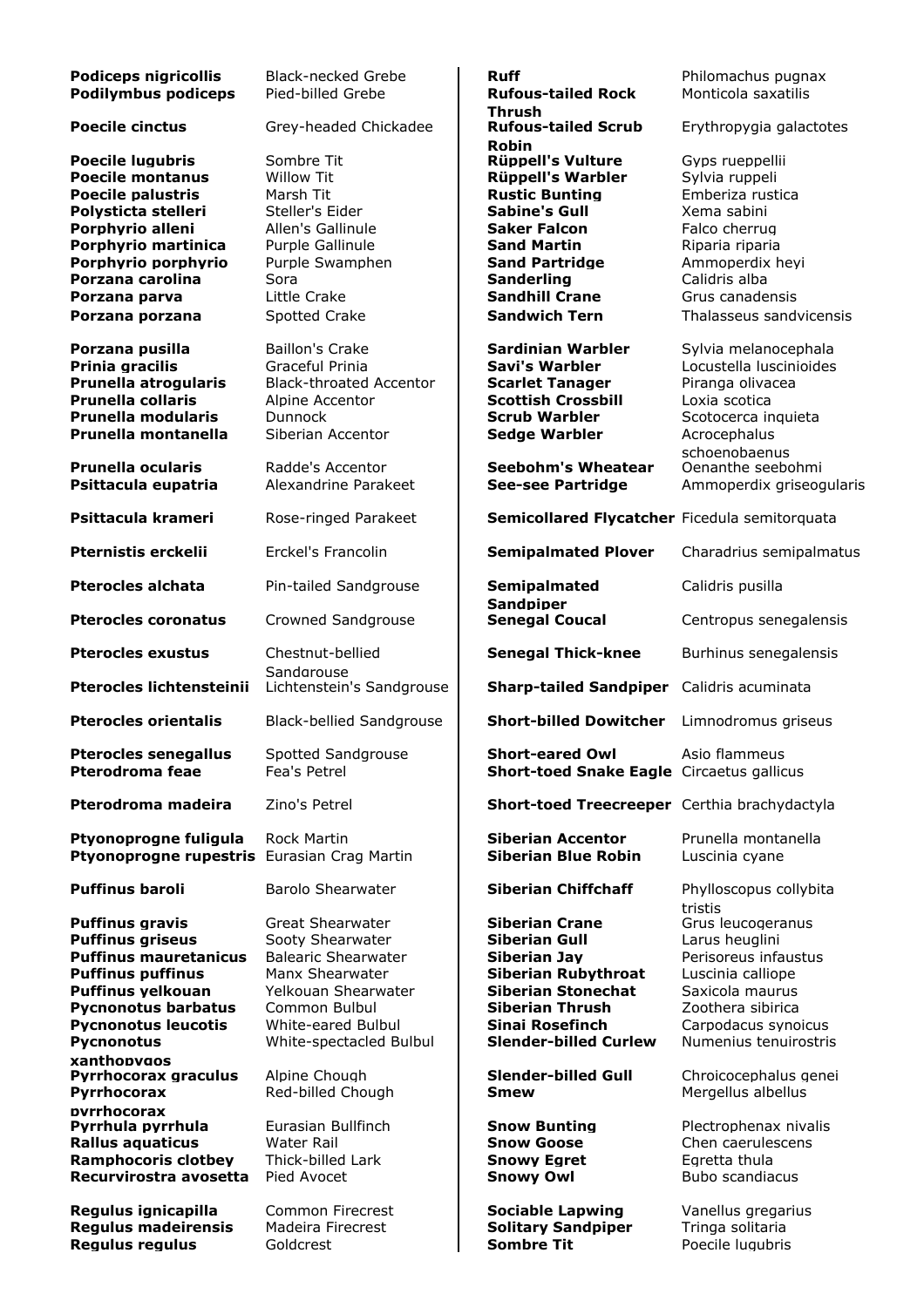| | |
|---|---|
| **Podiceps nigricollis** | Black-necked Grebe |
| **Podilymbus podiceps** | Pied-billed Grebe |
| **Poecile cinctus** | Grey-headed Chickadee |
| **Poecile lugubris** | Sombre Tit |
| **Poecile montanus** | Willow Tit |
| **Poecile palustris** | Marsh Tit |
| **Polysticta stelleri** | Steller's Eider |
| **Porphyrio alleni** | Allen's Gallinule |
| **Porphyrio martinica** | Purple Gallinule |
| **Porphyrio porphyrio** | Purple Swamphen |
| **Porzana carolina** | Sora |
| **Porzana parva** | Little Crake |
| **Porzana porzana** | Spotted Crake |
| **Porzana pusilla** | Baillon's Crake |
| **Prinia gracilis** | Graceful Prinia |
| **Prunella atrogularis** | Black-throated Accentor |
| **Prunella collaris** | Alpine Accentor |
| **Prunella modularis** | Dunnock |
| **Prunella montanella** | Siberian Accentor |
| **Prunella ocularis** | Radde's Accentor |
| **Psittacula eupatria** | Alexandrine Parakeet |
| **Psittacula krameri** | Rose-ringed Parakeet |
| **Pternistis erckelii** | Erckel's Francolin |
| **Pterocles alchata** | Pin-tailed Sandgrouse |
| **Pterocles coronatus** | Crowned Sandgrouse |
| **Pterocles exustus** | Chestnut-bellied Sandgrouse |
| **Pterocles lichtensteinii** | Lichtenstein's Sandgrouse |
| **Pterocles orientalis** | Black-bellied Sandgrouse |
| **Pterocles senegallus** | Spotted Sandgrouse |
| **Pterodroma feae** | Fea's Petrel |
| **Pterodroma madeira** | Zino's Petrel |
| **Ptyonoprogne fuligula** | Rock Martin |
| **Ptyonoprogne rupestris** | Eurasian Crag Martin |
| **Puffinus baroli** | Barolo Shearwater |
| **Puffinus gravis** | Great Shearwater |
| **Puffinus griseus** | Sooty Shearwater |
| **Puffinus mauretanicus** | Balearic Shearwater |
| **Puffinus puffinus** | Manx Shearwater |
| **Puffinus yelkouan** | Yelkouan Shearwater |
| **Pycnonotus barbatus** | Common Bulbul |
| **Pycnonotus leucotis** | White-eared Bulbul |
| **Pycnonotus xanthopygos** | White-spectacled Bulbul |
| **Pyrrhocorax graculus** | Alpine Chough |
| **Pyrrhocorax pyrrhocorax** | Red-billed Chough |
| **Pyrrhula pyrrhula** | Eurasian Bullfinch |
| **Rallus aquaticus** | Water Rail |
| **Ramphocoris clotbey** | Thick-billed Lark |
| **Recurvirostra avosetta** | Pied Avocet |
| **Regulus ignicapilla** | Common Firecrest |
| **Regulus madeirensis** | Madeira Firecrest |
| **Regulus regulus** | Goldcrest |

| | |
|---|---|
| **Ruff** | Philomachus pugnax |
| **Rufous-tailed Rock Thrush** | Monticola saxatilis |
| **Rufous-tailed Scrub Robin** | Erythropygia galactotes |
| **Rüppell's Vulture** | Gyps rueppellii |
| **Rüppell's Warbler** | Sylvia ruppeli |
| **Rustic Bunting** | Emberiza rustica |
| **Sabine's Gull** | Xema sabini |
| **Saker Falcon** | Falco cherrug |
| **Sand Martin** | Riparia riparia |
| **Sand Partridge** | Ammoperdix heyi |
| **Sanderling** | Calidris alba |
| **Sandhill Crane** | Grus canadensis |
| **Sandwich Tern** | Thalasseus sandvicensis |
| **Sardinian Warbler** | Sylvia melanocephala |
| **Savi's Warbler** | Locustella luscinioides |
| **Scarlet Tanager** | Piranga olivacea |
| **Scottish Crossbill** | Loxia scotica |
| **Scrub Warbler** | Scotocerca inquieta |
| **Sedge Warbler** | Acrocephalus schoenobaenus |
| **Seebohm's Wheatear** | Oenanthe seebohmi |
| **See-see Partridge** | Ammoperdix griseogularis |
| **Semicollared Flycatcher** | Ficedula semitorquata |
| **Semipalmated Plover** | Charadrius semipalmatus |
| **Semipalmated Sandpiper** | Calidris pusilla |
| **Senegal Coucal** | Centropus senegalensis |
| **Senegal Thick-knee** | Burhinus senegalensis |
| **Sharp-tailed Sandpiper** | Calidris acuminata |
| **Short-billed Dowitcher** | Limnodromus griseus |
| **Short-eared Owl** | Asio flammeus |
| **Short-toed Snake Eagle** | Circaetus gallicus |
| **Short-toed Treecreeper** | Certhia brachydactyla |
| **Siberian Accentor** | Prunella montanella |
| **Siberian Blue Robin** | Luscinia cyane |
| **Siberian Chiffchaff** | Phylloscopus collybita tristis |
| **Siberian Crane** | Grus leucogeranus |
| **Siberian Gull** | Larus heuglini |
| **Siberian Jay** | Perisoreus infaustus |
| **Siberian Rubythroat** | Luscinia calliope |
| **Siberian Stonechat** | Saxicola maurus |
| **Siberian Thrush** | Zoothera sibirica |
| **Sinai Rosefinch** | Carpodacus synoicus |
| **Slender-billed Curlew** | Numenius tenuirostris |
| **Slender-billed Gull** | Chroicocephalus genei |
| **Smew** | Mergellus albellus |
| **Snow Bunting** | Plectrophenax nivalis |
| **Snow Goose** | Chen caerulescens |
| **Snowy Egret** | Egretta thula |
| **Snowy Owl** | Bubo scandiacus |
| **Sociable Lapwing** | Vanellus gregarius |
| **Solitary Sandpiper** | Tringa solitaria |
| **Sombre Tit** | Poecile lugubris |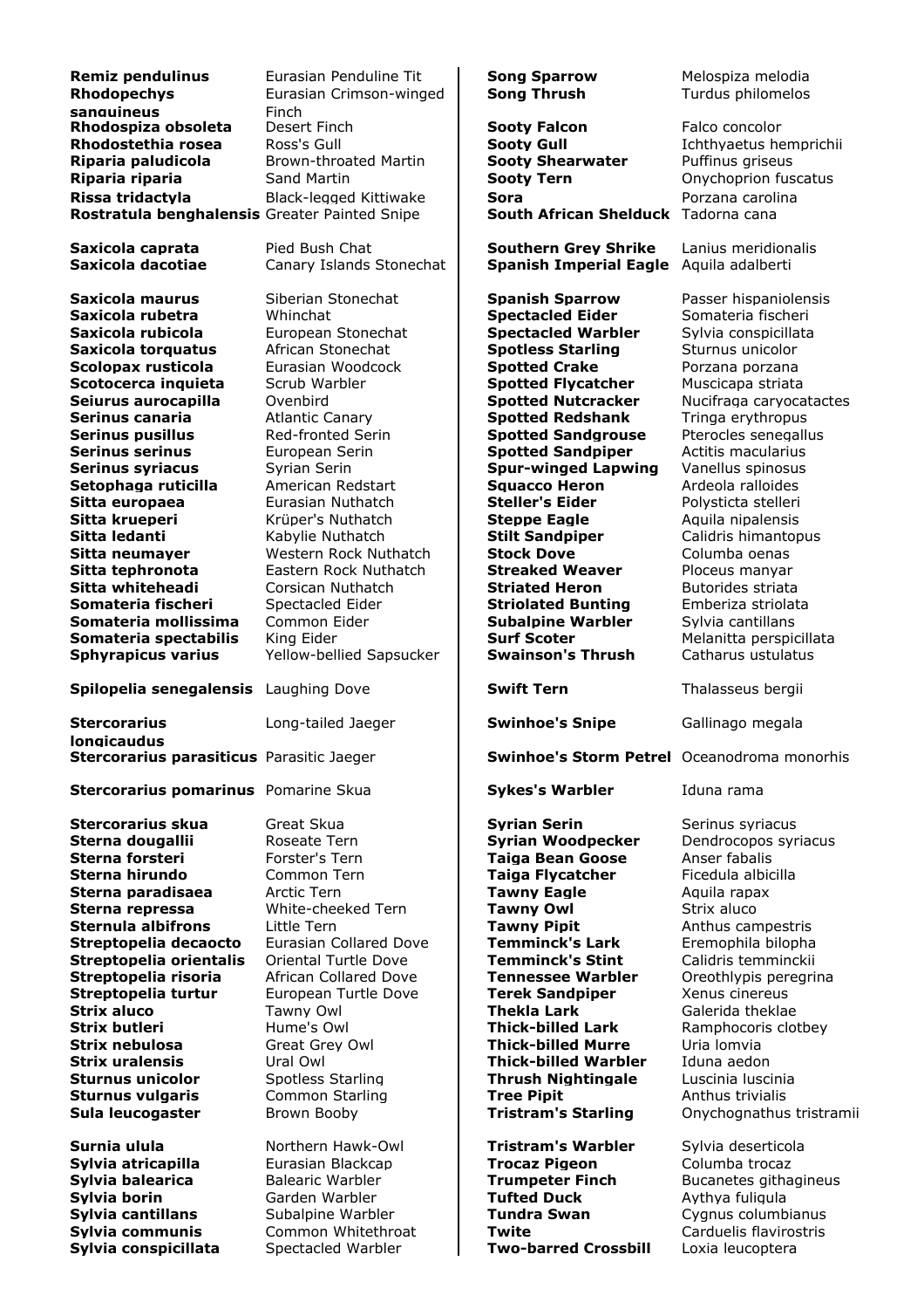| Scientific name | English name |
| --- | --- |
| **Remiz pendulinus** | Eurasian Penduline Tit |
| **Rhodopechys sanguineus** | Eurasian Crimson-winged Finch |
| **Rhodospiza obsoleta** | Desert Finch |
| **Rhodostethia rosea** | Ross's Gull |
| **Riparia paludicola** | Brown-throated Martin |
| **Riparia riparia** | Sand Martin |
| **Rissa tridactyla** | Black-legged Kittiwake |
| **Rostratula benghalensis** | Greater Painted Snipe |
| **Saxicola caprata** | Pied Bush Chat |
| **Saxicola dacotiae** | Canary Islands Stonechat |
| **Saxicola maurus** | Siberian Stonechat |
| **Saxicola rubetra** | Whinchat |
| **Saxicola rubicola** | European Stonechat |
| **Saxicola torquatus** | African Stonechat |
| **Scolopax rusticola** | Eurasian Woodcock |
| **Scotocerca inquieta** | Scrub Warbler |
| **Seiurus aurocapilla** | Ovenbird |
| **Serinus canaria** | Atlantic Canary |
| **Serinus pusillus** | Red-fronted Serin |
| **Serinus serinus** | European Serin |
| **Serinus syriacus** | Syrian Serin |
| **Setophaga ruticilla** | American Redstart |
| **Sitta europaea** | Eurasian Nuthatch |
| **Sitta krueperi** | Krüper's Nuthatch |
| **Sitta ledanti** | Kabylie Nuthatch |
| **Sitta neumayer** | Western Rock Nuthatch |
| **Sitta tephronota** | Eastern Rock Nuthatch |
| **Sitta whiteheadi** | Corsican Nuthatch |
| **Somateria fischeri** | Spectacled Eider |
| **Somateria mollissima** | Common Eider |
| **Somateria spectabilis** | King Eider |
| **Sphyrapicus varius** | Yellow-bellied Sapsucker |
| **Spilopelia senegalensis** | Laughing Dove |
| **Stercorarius longicaudus** | Long-tailed Jaeger |
| **Stercorarius parasiticus** | Parasitic Jaeger |
| **Stercorarius pomarinus** | Pomarine Skua |
| **Stercorarius skua** | Great Skua |
| **Sterna dougallii** | Roseate Tern |
| **Sterna forsteri** | Forster's Tern |
| **Sterna hirundo** | Common Tern |
| **Sterna paradisaea** | Arctic Tern |
| **Sterna repressa** | White-cheeked Tern |
| **Sternula albifrons** | Little Tern |
| **Streptopelia decaocto** | Eurasian Collared Dove |
| **Streptopelia orientalis** | Oriental Turtle Dove |
| **Streptopelia risoria** | African Collared Dove |
| **Streptopelia turtur** | European Turtle Dove |
| **Strix aluco** | Tawny Owl |
| **Strix butleri** | Hume's Owl |
| **Strix nebulosa** | Great Grey Owl |
| **Strix uralensis** | Ural Owl |
| **Sturnus unicolor** | Spotless Starling |
| **Sturnus vulgaris** | Common Starling |
| **Sula leucogaster** | Brown Booby |
| **Surnia ulula** | Northern Hawk-Owl |
| **Sylvia atricapilla** | Eurasian Blackcap |
| **Sylvia balearica** | Balearic Warbler |
| **Sylvia borin** | Garden Warbler |
| **Sylvia cantillans** | Subalpine Warbler |
| **Sylvia communis** | Common Whitethroat |
| **Sylvia conspicillata** | Spectacled Warbler |

| English name | Scientific name |
| --- | --- |
| **Song Sparrow** | Melospiza melodia |
| **Song Thrush** | Turdus philomelos |
| **Sooty Falcon** | Falco concolor |
| **Sooty Gull** | Ichthyaetus hemprichii |
| **Sooty Shearwater** | Puffinus griseus |
| **Sooty Tern** | Onychoprion fuscatus |
| **Sora** | Porzana carolina |
| **South African Shelduck** | Tadorna cana |
| **Southern Grey Shrike** | Lanius meridionalis |
| **Spanish Imperial Eagle** | Aquila adalberti |
| **Spanish Sparrow** | Passer hispaniolensis |
| **Spectacled Eider** | Somateria fischeri |
| **Spectacled Warbler** | Sylvia conspicillata |
| **Spotless Starling** | Sturnus unicolor |
| **Spotted Crake** | Porzana porzana |
| **Spotted Flycatcher** | Muscicapa striata |
| **Spotted Nutcracker** | Nucifraga caryocatactes |
| **Spotted Redshank** | Tringa erythropus |
| **Spotted Sandgrouse** | Pterocles senegallus |
| **Spotted Sandpiper** | Actitis macularius |
| **Spur-winged Lapwing** | Vanellus spinosus |
| **Squacco Heron** | Ardeola ralloides |
| **Steller's Eider** | Polysticta stelleri |
| **Steppe Eagle** | Aquila nipalensis |
| **Stilt Sandpiper** | Calidris himantopus |
| **Stock Dove** | Columba oenas |
| **Streaked Weaver** | Ploceus manyar |
| **Striated Heron** | Butorides striata |
| **Striolated Bunting** | Emberiza striolata |
| **Subalpine Warbler** | Sylvia cantillans |
| **Surf Scoter** | Melanitta perspicillata |
| **Swainson's Thrush** | Catharus ustulatus |
| **Swift Tern** | Thalasseus bergii |
| **Swinhoe's Snipe** | Gallinago megala |
| **Swinhoe's Storm Petrel** | Oceanodroma monorhis |
| **Sykes's Warbler** | Iduna rama |
| **Syrian Serin** | Serinus syriacus |
| **Syrian Woodpecker** | Dendrocopos syriacus |
| **Taiga Bean Goose** | Anser fabalis |
| **Taiga Flycatcher** | Ficedula albicilla |
| **Tawny Eagle** | Aquila rapax |
| **Tawny Owl** | Strix aluco |
| **Tawny Pipit** | Anthus campestris |
| **Temminck's Lark** | Eremophila bilopha |
| **Temminck's Stint** | Calidris temminckii |
| **Tennessee Warbler** | Oreothlypis peregrina |
| **Terek Sandpiper** | Xenus cinereus |
| **Thekla Lark** | Galerida theklae |
| **Thick-billed Lark** | Ramphocoris clotbey |
| **Thick-billed Murre** | Uria lomvia |
| **Thick-billed Warbler** | Iduna aedon |
| **Thrush Nightingale** | Luscinia luscinia |
| **Tree Pipit** | Anthus trivialis |
| **Tristram's Starling** | Onychognathus tristramii |
| **Tristram's Warbler** | Sylvia deserticola |
| **Trocaz Pigeon** | Columba trocaz |
| **Trumpeter Finch** | Bucanetes githagineus |
| **Tufted Duck** | Aythya fuligula |
| **Tundra Swan** | Cygnus columbianus |
| **Twite** | Carduelis flavirostris |
| **Two-barred Crossbill** | Loxia leucoptera |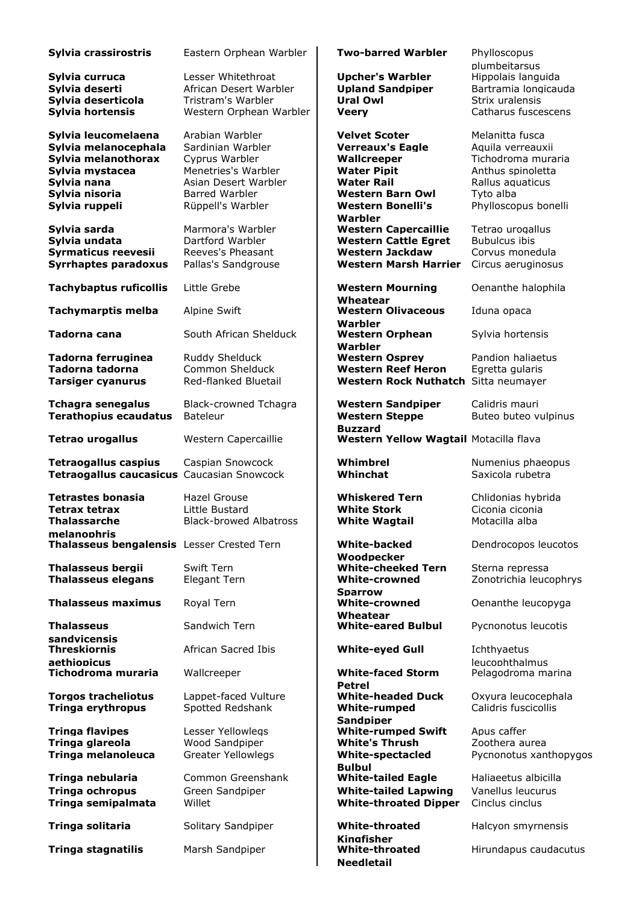| | |
|---|---|
| **Sylvia crassirostris** | Eastern Orphean Warbler |
| **Sylvia curruca** | Lesser Whitethroat |
| **Sylvia deserti** | African Desert Warbler |
| **Sylvia deserticola** | Tristram's Warbler |
| **Sylvia hortensis** | Western Orphean Warbler |
| **Sylvia leucomelaena** | Arabian Warbler |
| **Sylvia melanocephala** | Sardinian Warbler |
| **Sylvia melanothorax** | Cyprus Warbler |
| **Sylvia mystacea** | Menetries's Warbler |
| **Sylvia nana** | Asian Desert Warbler |
| **Sylvia nisoria** | Barred Warbler |
| **Sylvia ruppeli** | Rüppell's Warbler |
| **Sylvia sarda** | Marmora's Warbler |
| **Sylvia undata** | Dartford Warbler |
| **Syrmaticus reevesii** | Reeves's Pheasant |
| **Syrrhaptes paradoxus** | Pallas's Sandgrouse |
| **Tachybaptus ruficollis** | Little Grebe |
| **Tachymarptis melba** | Alpine Swift |
| **Tadorna cana** | South African Shelduck |
| **Tadorna ferruginea** | Ruddy Shelduck |
| **Tadorna tadorna** | Common Shelduck |
| **Tarsiger cyanurus** | Red-flanked Bluetail |
| **Tchagra senegalus** | Black-crowned Tchagra |
| **Terathopius ecaudatus** | Bateleur |
| **Tetrao urogallus** | Western Capercaillie |
| **Tetraogallus caspius** | Caspian Snowcock |
| **Tetraogallus caucasicus** | Caucasian Snowcock |
| **Tetrastes bonasia** | Hazel Grouse |
| **Tetrax tetrax** | Little Bustard |
| **Thalassarche melanophris** | Black-browed Albatross |
| **Thalasseus bengalensis** | Lesser Crested Tern |
| **Thalasseus bergii** | Swift Tern |
| **Thalasseus elegans** | Elegant Tern |
| **Thalasseus maximus** | Royal Tern |
| **Thalasseus sandvicensis** | Sandwich Tern |
| **Threskiornis aethiopicus** | African Sacred Ibis |
| **Tichodroma muraria** | Wallcreeper |
| **Torgos tracheliotus** | Lappet-faced Vulture |
| **Tringa erythropus** | Spotted Redshank |
| **Tringa flavipes** | Lesser Yellowlegs |
| **Tringa glareola** | Wood Sandpiper |
| **Tringa melanoleuca** | Greater Yellowlegs |
| **Tringa nebularia** | Common Greenshank |
| **Tringa ochropus** | Green Sandpiper |
| **Tringa semipalmata** | Willet |
| **Tringa solitaria** | Solitary Sandpiper |
| **Tringa stagnatilis** | Marsh Sandpiper |

| | |
|---|---|
| **Two-barred Warbler** | Phylloscopus plumbeitarsus |
| **Upcher's Warbler** | Hippolais languida |
| **Upland Sandpiper** | Bartramia longicauda |
| **Ural Owl** | Strix uralensis |
| **Veery** | Catharus fuscescens |
| **Velvet Scoter** | Melanitta fusca |
| **Verreaux's Eagle** | Aquila verreauxii |
| **Wallcreeper** | Tichodroma muraria |
| **Water Pipit** | Anthus spinoletta |
| **Water Rail** | Rallus aquaticus |
| **Western Barn Owl** | Tyto alba |
| **Western Bonelli's Warbler** | Phylloscopus bonelli |
| **Western Capercaillie** | Tetrao urogallus |
| **Western Cattle Egret** | Bubulcus ibis |
| **Western Jackdaw** | Corvus monedula |
| **Western Marsh Harrier** | Circus aeruginosus |
| **Western Mourning Wheatear** | Oenanthe halophila |
| **Western Olivaceous Warbler** | Iduna opaca |
| **Western Orphean Warbler** | Sylvia hortensis |
| **Western Osprey** | Pandion haliaetus |
| **Western Reef Heron** | Egretta gularis |
| **Western Rock Nuthatch** | Sitta neumayer |
| **Western Sandpiper** | Calidris mauri |
| **Western Steppe Buzzard** | Buteo buteo vulpinus |
| **Western Yellow Wagtail** | Motacilla flava |
| **Whimbrel** | Numenius phaeopus |
| **Whinchat** | Saxicola rubetra |
| **Whiskered Tern** | Chlidonias hybrida |
| **White Stork** | Ciconia ciconia |
| **White Wagtail** | Motacilla alba |
| **White-backed Woodpecker** | Dendrocopos leucotos |
| **White-cheeked Tern** | Sterna repressa |
| **White-crowned Sparrow** | Zonotrichia leucophrys |
| **White-crowned Wheatear** | Oenanthe leucopyga |
| **White-eared Bulbul** | Pycnonotus leucotis |
| **White-eyed Gull** | Ichthyaetus leucophthalmus |
| **White-faced Storm Petrel** | Pelagodroma marina |
| **White-headed Duck** | Oxyura leucocephala |
| **White-rumped Sandpiper** | Calidris fuscicollis |
| **White-rumped Swift** | Apus caffer |
| **White's Thrush** | Zoothera aurea |
| **White-spectacled Bulbul** | Pycnonotus xanthopygos |
| **White-tailed Eagle** | Haliaeetus albicilla |
| **White-tailed Lapwing** | Vanellus leucurus |
| **White-throated Dipper** | Cinclus cinclus |
| **White-throated Kingfisher** | Halcyon smyrnensis |
| **White-throated Needletail** | Hirundapus caudacutus |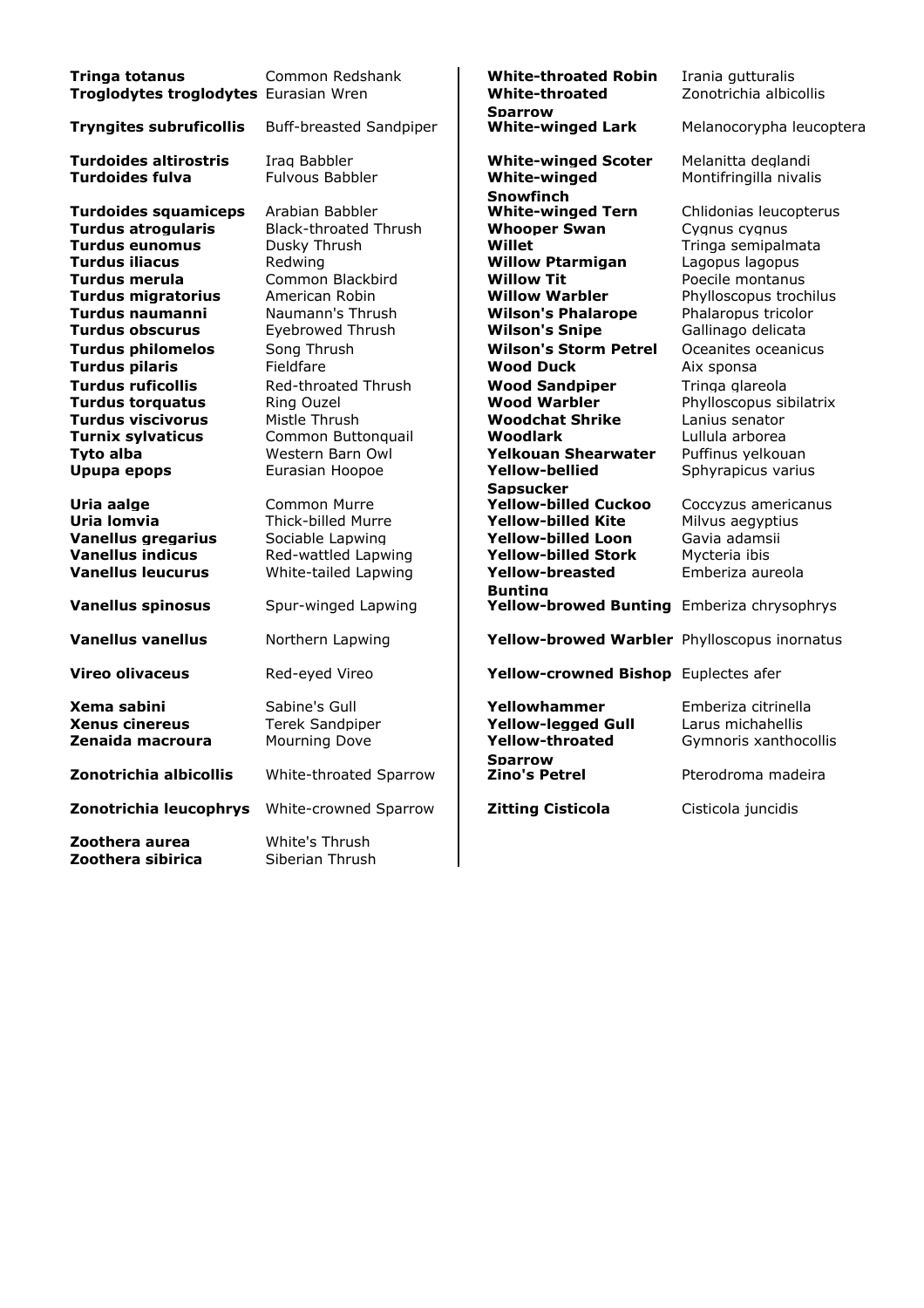| | |
|---|---|
| **Tringa totanus** | Common Redshank |
| **Troglodytes troglodytes** | Eurasian Wren |
| **Tryngites subruficollis** | Buff-breasted Sandpiper |
| **Turdoides altirostris** | Iraq Babbler |
| **Turdoides fulva** | Fulvous Babbler |
| **Turdoides squamiceps** | Arabian Babbler |
| **Turdus atrogularis** | Black-throated Thrush |
| **Turdus eunomus** | Dusky Thrush |
| **Turdus iliacus** | Redwing |
| **Turdus merula** | Common Blackbird |
| **Turdus migratorius** | American Robin |
| **Turdus naumanni** | Naumann's Thrush |
| **Turdus obscurus** | Eyebrowed Thrush |
| **Turdus philomelos** | Song Thrush |
| **Turdus pilaris** | Fieldfare |
| **Turdus ruficollis** | Red-throated Thrush |
| **Turdus torquatus** | Ring Ouzel |
| **Turdus viscivorus** | Mistle Thrush |
| **Turnix sylvaticus** | Common Buttonquail |
| **Tyto alba** | Western Barn Owl |
| **Upupa epops** | Eurasian Hoopoe |
| **Uria aalge** | Common Murre |
| **Uria lomvia** | Thick-billed Murre |
| **Vanellus gregarius** | Sociable Lapwing |
| **Vanellus indicus** | Red-wattled Lapwing |
| **Vanellus leucurus** | White-tailed Lapwing |
| **Vanellus spinosus** | Spur-winged Lapwing |
| **Vanellus vanellus** | Northern Lapwing |
| **Vireo olivaceus** | Red-eyed Vireo |
| **Xema sabini** | Sabine's Gull |
| **Xenus cinereus** | Terek Sandpiper |
| **Zenaida macroura** | Mourning Dove |
| **Zonotrichia albicollis** | White-throated Sparrow |
| **Zonotrichia leucophrys** | White-crowned Sparrow |
| **Zoothera aurea** | White's Thrush |
| **Zoothera sibirica** | Siberian Thrush |

| | |
|---|---|
| **White-throated Robin** | Irania gutturalis |
| **White-throated Sparrow** | Zonotrichia albicollis |
| **White-winged Lark** | Melanocorypha leucoptera |
| **White-winged Scoter** | Melanitta deglandi |
| **White-winged Snowfinch** | Montifringilla nivalis |
| **White-winged Tern** | Chlidonias leucopterus |
| **Whooper Swan** | Cygnus cygnus |
| **Willet** | Tringa semipalmata |
| **Willow Ptarmigan** | Lagopus lagopus |
| **Willow Tit** | Poecile montanus |
| **Willow Warbler** | Phylloscopus trochilus |
| **Wilson's Phalarope** | Phalaropus tricolor |
| **Wilson's Snipe** | Gallinago delicata |
| **Wilson's Storm Petrel** | Oceanites oceanicus |
| **Wood Duck** | Aix sponsa |
| **Wood Sandpiper** | Tringa glareola |
| **Wood Warbler** | Phylloscopus sibilatrix |
| **Woodchat Shrike** | Lanius senator |
| **Woodlark** | Lullula arborea |
| **Yelkouan Shearwater** | Puffinus yelkouan |
| **Yellow-bellied Sapsucker** | Sphyrapicus varius |
| **Yellow-billed Cuckoo** | Coccyzus americanus |
| **Yellow-billed Kite** | Milvus aegyptius |
| **Yellow-billed Loon** | Gavia adamsii |
| **Yellow-billed Stork** | Mycteria ibis |
| **Yellow-breasted Bunting** | Emberiza aureola |
| **Yellow-browed Bunting** | Emberiza chrysophrys |
| **Yellow-browed Warbler** | Phylloscopus inornatus |
| **Yellow-crowned Bishop** | Euplectes afer |
| **Yellowhammer** | Emberiza citrinella |
| **Yellow-legged Gull** | Larus michahellis |
| **Yellow-throated Sparrow** | Gymnoris xanthocollis |
| **Zino's Petrel** | Pterodroma madeira |
| **Zitting Cisticola** | Cisticola juncidis |